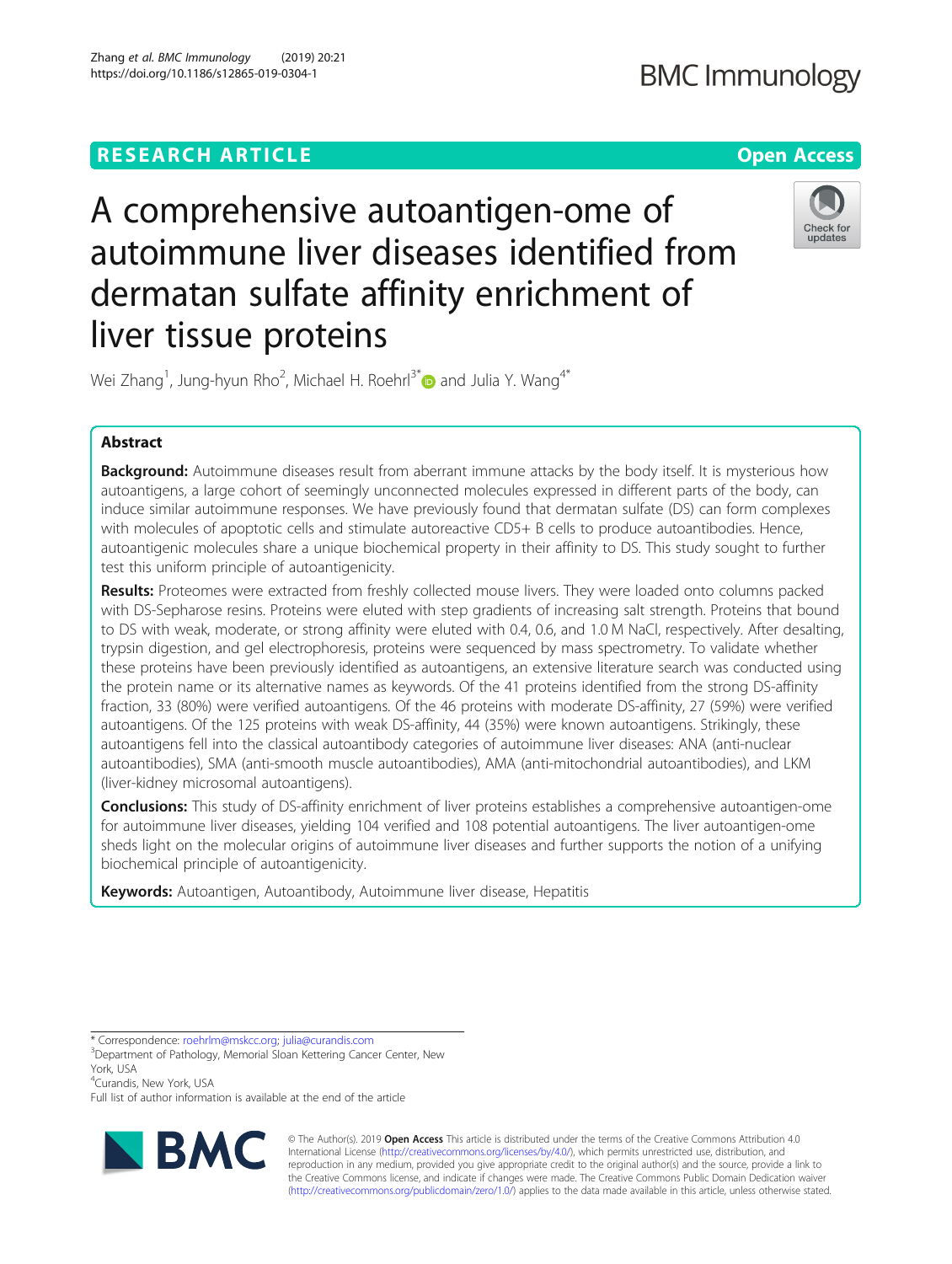RESEARCH ARTICLE

Open Access

# A comprehensive autoantigen-ome of autoimmune liver diseases identified from dermatan sulfate affinity enrichment of liver tissue proteins

Wei Zhang[1], Jung-hyun Rho[2], Michael H. Roehrl[3*] and Julia Y. Wang[4*]

## Abstract

**Background:** Autoimmune diseases result from aberrant immune attacks by the body itself. It is mysterious how autoantigens, a large cohort of seemingly unconnected molecules expressed in different parts of the body, can induce similar autoimmune responses. We have previously found that dermatan sulfate (DS) can form complexes with molecules of apoptotic cells and stimulate autoreactive CD5+ B cells to produce autoantibodies. Hence, autoantigenic molecules share a unique biochemical property in their affinity to DS. This study sought to further test this uniform principle of autoantigenicity.

**Results:** Proteomes were extracted from freshly collected mouse livers. They were loaded onto columns packed with DS-Sepharose resins. Proteins were eluted with step gradients of increasing salt strength. Proteins that bound to DS with weak, moderate, or strong affinity were eluted with 0.4, 0.6, and 1.0 M NaCl, respectively. After desalting, trypsin digestion, and gel electrophoresis, proteins were sequenced by mass spectrometry. To validate whether these proteins have been previously identified as autoantigens, an extensive literature search was conducted using the protein name or its alternative names as keywords. Of the 41 proteins identified from the strong DS-affinity fraction, 33 (80%) were verified autoantigens. Of the 46 proteins with moderate DS-affinity, 27 (59%) were verified autoantigens. Of the 125 proteins with weak DS-affinity, 44 (35%) were known autoantigens. Strikingly, these autoantigens fell into the classical autoantibody categories of autoimmune liver diseases: ANA (anti-nuclear autoantibodies), SMA (anti-smooth muscle autoantibodies), AMA (anti-mitochondrial autoantibodies), and LKM (liver-kidney microsomal autoantigens).

**Conclusions:** This study of DS-affinity enrichment of liver proteins establishes a comprehensive autoantigen-ome for autoimmune liver diseases, yielding 104 verified and 108 potential autoantigens. The liver autoantigen-ome sheds light on the molecular origins of autoimmune liver diseases and further supports the notion of a unifying biochemical principle of autoantigenicity.

**Keywords:** Autoantigen, Autoantibody, Autoimmune liver disease, Hepatitis

* Correspondence: roehrlm@mskcc.org; julia@curandis.com
[3]Department of Pathology, Memorial Sloan Kettering Cancer Center, New York, USA
[4]Curandis, New York, USA
Full list of author information is available at the end of the article

© The Author(s). 2019 **Open Access** This article is distributed under the terms of the Creative Commons Attribution 4.0 International License (http://creativecommons.org/licenses/by/4.0/), which permits unrestricted use, distribution, and reproduction in any medium, provided you give appropriate credit to the original author(s) and the source, provide a link to the Creative Commons license, and indicate if changes were made. The Creative Commons Public Domain Dedication waiver (http://creativecommons.org/publicdomain/zero/1.0/) applies to the data made available in this article, unless otherwise stated.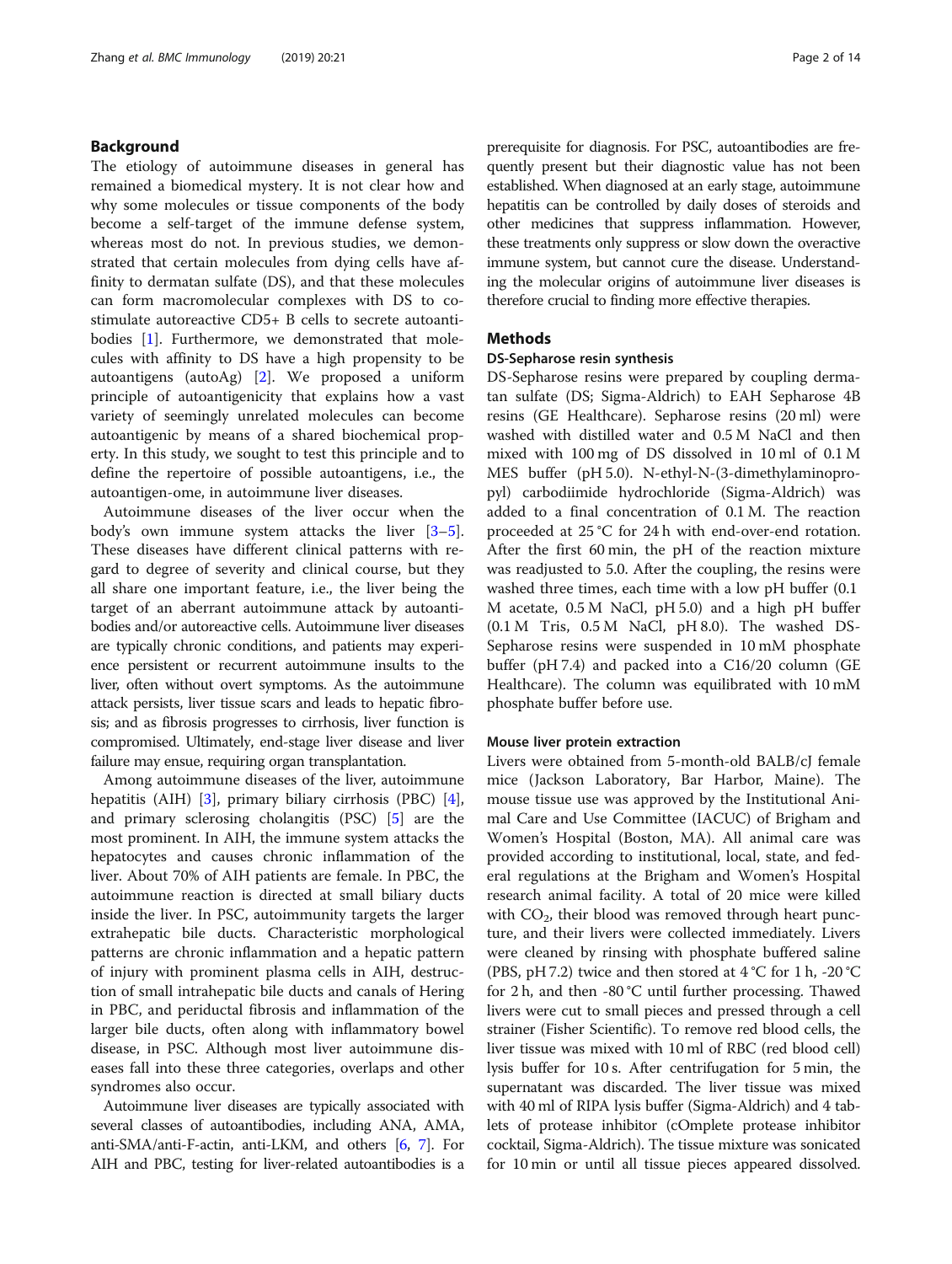## Background

The etiology of autoimmune diseases in general has remained a biomedical mystery. It is not clear how and why some molecules or tissue components of the body become a self-target of the immune defense system, whereas most do not. In previous studies, we demonstrated that certain molecules from dying cells have affinity to dermatan sulfate (DS), and that these molecules can form macromolecular complexes with DS to co-stimulate autoreactive CD5+ B cells to secrete autoantibodies [1]. Furthermore, we demonstrated that molecules with affinity to DS have a high propensity to be autoantigens (autoAg) [2]. We proposed a uniform principle of autoantigenicity that explains how a vast variety of seemingly unrelated molecules can become autoantigenic by means of a shared biochemical property. In this study, we sought to test this principle and to define the repertoire of possible autoantigens, i.e., the autoantigen-ome, in autoimmune liver diseases.

Autoimmune diseases of the liver occur when the body's own immune system attacks the liver [3–5]. These diseases have different clinical patterns with regard to degree of severity and clinical course, but they all share one important feature, i.e., the liver being the target of an aberrant autoimmune attack by autoantibodies and/or autoreactive cells. Autoimmune liver diseases are typically chronic conditions, and patients may experience persistent or recurrent autoimmune insults to the liver, often without overt symptoms. As the autoimmune attack persists, liver tissue scars and leads to hepatic fibrosis; and as fibrosis progresses to cirrhosis, liver function is compromised. Ultimately, end-stage liver disease and liver failure may ensue, requiring organ transplantation.

Among autoimmune diseases of the liver, autoimmune hepatitis (AIH) [3], primary biliary cirrhosis (PBC) [4], and primary sclerosing cholangitis (PSC) [5] are the most prominent. In AIH, the immune system attacks the hepatocytes and causes chronic inflammation of the liver. About 70% of AIH patients are female. In PBC, the autoimmune reaction is directed at small biliary ducts inside the liver. In PSC, autoimmunity targets the larger extrahepatic bile ducts. Characteristic morphological patterns are chronic inflammation and a hepatic pattern of injury with prominent plasma cells in AIH, destruction of small intrahepatic bile ducts and canals of Hering in PBC, and periductal fibrosis and inflammation of the larger bile ducts, often along with inflammatory bowel disease, in PSC. Although most liver autoimmune diseases fall into these three categories, overlaps and other syndromes also occur.

Autoimmune liver diseases are typically associated with several classes of autoantibodies, including ANA, AMA, anti-SMA/anti-F-actin, anti-LKM, and others [6, 7]. For AIH and PBC, testing for liver-related autoantibodies is a prerequisite for diagnosis. For PSC, autoantibodies are frequently present but their diagnostic value has not been established. When diagnosed at an early stage, autoimmune hepatitis can be controlled by daily doses of steroids and other medicines that suppress inflammation. However, these treatments only suppress or slow down the overactive immune system, but cannot cure the disease. Understanding the molecular origins of autoimmune liver diseases is therefore crucial to finding more effective therapies.

## Methods

### DS-Sepharose resin synthesis

DS-Sepharose resins were prepared by coupling dermatan sulfate (DS; Sigma-Aldrich) to EAH Sepharose 4B resins (GE Healthcare). Sepharose resins (20 ml) were washed with distilled water and 0.5 M NaCl and then mixed with 100 mg of DS dissolved in 10 ml of 0.1 M MES buffer (pH 5.0). N-ethyl-N-(3-dimethylaminopropyl) carbodiimide hydrochloride (Sigma-Aldrich) was added to a final concentration of 0.1 M. The reaction proceeded at 25 °C for 24 h with end-over-end rotation. After the first 60 min, the pH of the reaction mixture was readjusted to 5.0. After the coupling, the resins were washed three times, each time with a low pH buffer (0.1 M acetate, 0.5 M NaCl, pH 5.0) and a high pH buffer (0.1 M Tris, 0.5 M NaCl, pH 8.0). The washed DS-Sepharose resins were suspended in 10 mM phosphate buffer (pH 7.4) and packed into a C16/20 column (GE Healthcare). The column was equilibrated with 10 mM phosphate buffer before use.

### Mouse liver protein extraction

Livers were obtained from 5-month-old BALB/cJ female mice (Jackson Laboratory, Bar Harbor, Maine). The mouse tissue use was approved by the Institutional Animal Care and Use Committee (IACUC) of Brigham and Women's Hospital (Boston, MA). All animal care was provided according to institutional, local, state, and federal regulations at the Brigham and Women's Hospital research animal facility. A total of 20 mice were killed with $CO_2$, their blood was removed through heart puncture, and their livers were collected immediately. Livers were cleaned by rinsing with phosphate buffered saline (PBS, pH 7.2) twice and then stored at 4 °C for 1 h, -20 °C for 2 h, and then -80 °C until further processing. Thawed livers were cut to small pieces and pressed through a cell strainer (Fisher Scientific). To remove red blood cells, the liver tissue was mixed with 10 ml of RBC (red blood cell) lysis buffer for 10 s. After centrifugation for 5 min, the supernatant was discarded. The liver tissue was mixed with 40 ml of RIPA lysis buffer (Sigma-Aldrich) and 4 tablets of protease inhibitor (cOmplete protease inhibitor cocktail, Sigma-Aldrich). The tissue mixture was sonicated for 10 min or until all tissue pieces appeared dissolved.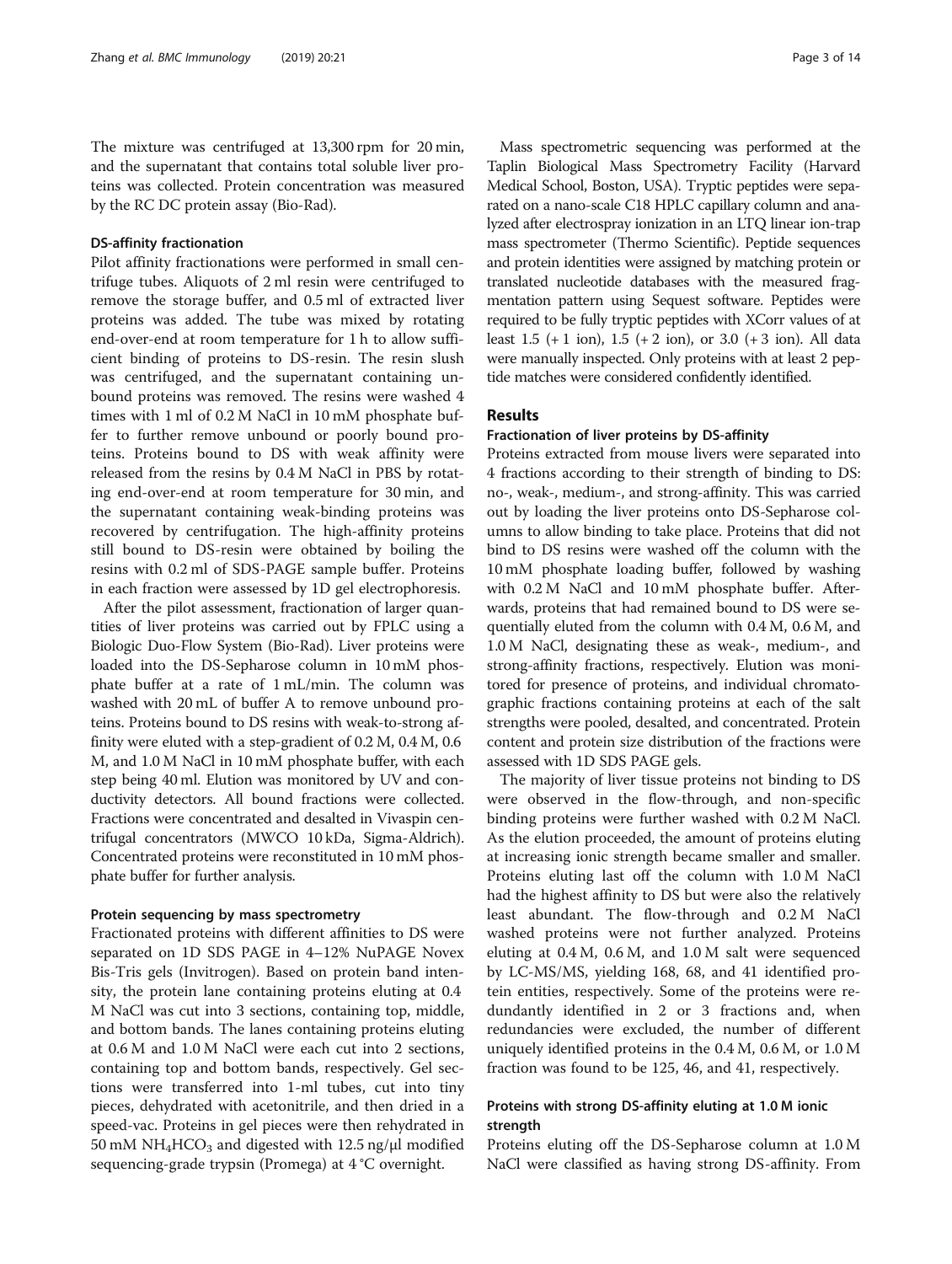The mixture was centrifuged at 13,300 rpm for 20 min, and the supernatant that contains total soluble liver proteins was collected. Protein concentration was measured by the RC DC protein assay (Bio-Rad).

### DS-affinity fractionation

Pilot affinity fractionations were performed in small centrifuge tubes. Aliquots of 2 ml resin were centrifuged to remove the storage buffer, and 0.5 ml of extracted liver proteins was added. The tube was mixed by rotating end-over-end at room temperature for 1 h to allow sufficient binding of proteins to DS-resin. The resin slush was centrifuged, and the supernatant containing unbound proteins was removed. The resins were washed 4 times with 1 ml of 0.2 M NaCl in 10 mM phosphate buffer to further remove unbound or poorly bound proteins. Proteins bound to DS with weak affinity were released from the resins by 0.4 M NaCl in PBS by rotating end-over-end at room temperature for 30 min, and the supernatant containing weak-binding proteins was recovered by centrifugation. The high-affinity proteins still bound to DS-resin were obtained by boiling the resins with 0.2 ml of SDS-PAGE sample buffer. Proteins in each fraction were assessed by 1D gel electrophoresis.

After the pilot assessment, fractionation of larger quantities of liver proteins was carried out by FPLC using a Biologic Duo-Flow System (Bio-Rad). Liver proteins were loaded into the DS-Sepharose column in 10 mM phosphate buffer at a rate of 1 mL/min. The column was washed with 20 mL of buffer A to remove unbound proteins. Proteins bound to DS resins with weak-to-strong affinity were eluted with a step-gradient of 0.2 M, 0.4 M, 0.6 M, and 1.0 M NaCl in 10 mM phosphate buffer, with each step being 40 ml. Elution was monitored by UV and conductivity detectors. All bound fractions were collected. Fractions were concentrated and desalted in Vivaspin centrifugal concentrators (MWCO 10 kDa, Sigma-Aldrich). Concentrated proteins were reconstituted in 10 mM phosphate buffer for further analysis.

### Protein sequencing by mass spectrometry

Fractionated proteins with different affinities to DS were separated on 1D SDS PAGE in 4–12% NuPAGE Novex Bis-Tris gels (Invitrogen). Based on protein band intensity, the protein lane containing proteins eluting at 0.4 M NaCl was cut into 3 sections, containing top, middle, and bottom bands. The lanes containing proteins eluting at 0.6 M and 1.0 M NaCl were each cut into 2 sections, containing top and bottom bands, respectively. Gel sections were transferred into 1-ml tubes, cut into tiny pieces, dehydrated with acetonitrile, and then dried in a speed-vac. Proteins in gel pieces were then rehydrated in 50 mM $NH_4HCO_3$ and digested with 12.5 ng/μl modified sequencing-grade trypsin (Promega) at 4 °C overnight.

Mass spectrometric sequencing was performed at the Taplin Biological Mass Spectrometry Facility (Harvard Medical School, Boston, USA). Tryptic peptides were separated on a nano-scale C18 HPLC capillary column and analyzed after electrospray ionization in an LTQ linear ion-trap mass spectrometer (Thermo Scientific). Peptide sequences and protein identities were assigned by matching protein or translated nucleotide databases with the measured fragmentation pattern using Sequest software. Peptides were required to be fully tryptic peptides with XCorr values of at least 1.5 (+ 1 ion), 1.5 (+ 2 ion), or 3.0 (+ 3 ion). All data were manually inspected. Only proteins with at least 2 peptide matches were considered confidently identified.

## Results

### Fractionation of liver proteins by DS-affinity

Proteins extracted from mouse livers were separated into 4 fractions according to their strength of binding to DS: no-, weak-, medium-, and strong-affinity. This was carried out by loading the liver proteins onto DS-Sepharose columns to allow binding to take place. Proteins that did not bind to DS resins were washed off the column with the 10 mM phosphate loading buffer, followed by washing with 0.2 M NaCl and 10 mM phosphate buffer. Afterwards, proteins that had remained bound to DS were sequentially eluted from the column with 0.4 M, 0.6 M, and 1.0 M NaCl, designating these as weak-, medium-, and strong-affinity fractions, respectively. Elution was monitored for presence of proteins, and individual chromatographic fractions containing proteins at each of the salt strengths were pooled, desalted, and concentrated. Protein content and protein size distribution of the fractions were assessed with 1D SDS PAGE gels.

The majority of liver tissue proteins not binding to DS were observed in the flow-through, and non-specific binding proteins were further washed with 0.2 M NaCl. As the elution proceeded, the amount of proteins eluting at increasing ionic strength became smaller and smaller. Proteins eluting last off the column with 1.0 M NaCl had the highest affinity to DS but were also the relatively least abundant. The flow-through and 0.2 M NaCl washed proteins were not further analyzed. Proteins eluting at 0.4 M, 0.6 M, and 1.0 M salt were sequenced by LC-MS/MS, yielding 168, 68, and 41 identified protein entities, respectively. Some of the proteins were redundantly identified in 2 or 3 fractions and, when redundancies were excluded, the number of different uniquely identified proteins in the 0.4 M, 0.6 M, or 1.0 M fraction was found to be 125, 46, and 41, respectively.

### Proteins with strong DS-affinity eluting at 1.0 M ionic strength

Proteins eluting off the DS-Sepharose column at 1.0 M NaCl were classified as having strong DS-affinity. From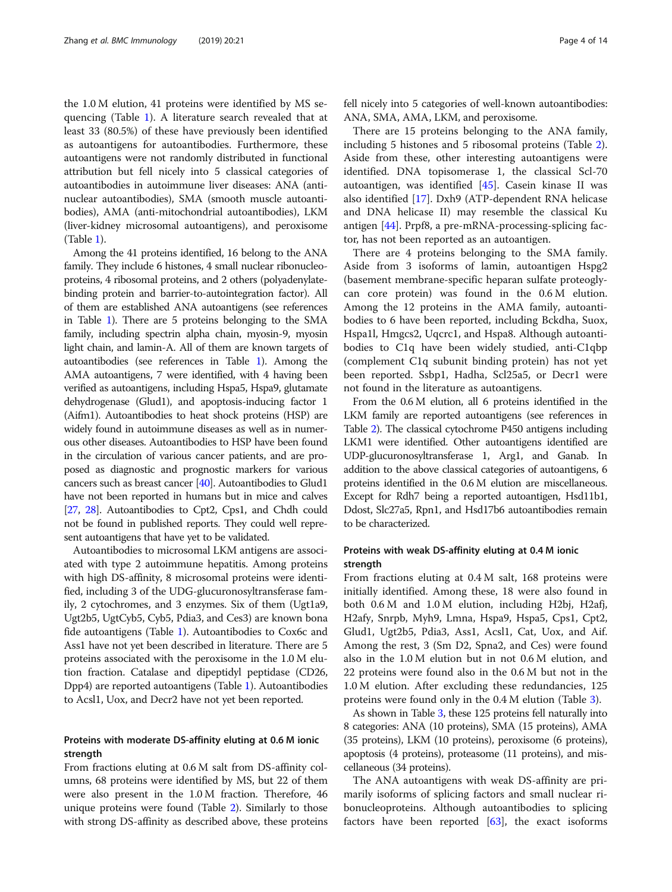the 1.0 M elution, 41 proteins were identified by MS sequencing (Table 1). A literature search revealed that at least 33 (80.5%) of these have previously been identified as autoantigens for autoantibodies. Furthermore, these autoantigens were not randomly distributed in functional attribution but fell nicely into 5 classical categories of autoantibodies in autoimmune liver diseases: ANA (anti-nuclear autoantibodies), SMA (smooth muscle autoantibodies), AMA (anti-mitochondrial autoantibodies), LKM (liver-kidney microsomal autoantigens), and peroxisome (Table 1).

Among the 41 proteins identified, 16 belong to the ANA family. They include 6 histones, 4 small nuclear ribonucleoproteins, 4 ribosomal proteins, and 2 others (polyadenylate-binding protein and barrier-to-autointegration factor). All of them are established ANA autoantigens (see references in Table 1). There are 5 proteins belonging to the SMA family, including spectrin alpha chain, myosin-9, myosin light chain, and lamin-A. All of them are known targets of autoantibodies (see references in Table 1). Among the AMA autoantigens, 7 were identified, with 4 having been verified as autoantigens, including Hspa5, Hspa9, glutamate dehydrogenase (Glud1), and apoptosis-inducing factor 1 (Aifm1). Autoantibodies to heat shock proteins (HSP) are widely found in autoimmune diseases as well as in numerous other diseases. Autoantibodies to HSP have been found in the circulation of various cancer patients, and are proposed as diagnostic and prognostic markers for various cancers such as breast cancer [40]. Autoantibodies to Glud1 have not been reported in humans but in mice and calves [27, 28]. Autoantibodies to Cpt2, Cps1, and Chdh could not be found in published reports. They could well represent autoantigens that have yet to be validated.

Autoantibodies to microsomal LKM antigens are associated with type 2 autoimmune hepatitis. Among proteins with high DS-affinity, 8 microsomal proteins were identified, including 3 of the UDG-glucuronosyltransferase family, 2 cytochromes, and 3 enzymes. Six of them (Ugt1a9, Ugt2b5, UgtCyb5, Cyb5, Pdia3, and Ces3) are known bona fide autoantigens (Table 1). Autoantibodies to Cox6c and Ass1 have not yet been described in literature. There are 5 proteins associated with the peroxisome in the 1.0 M elution fraction. Catalase and dipeptidyl peptidase (CD26, Dpp4) are reported autoantigens (Table 1). Autoantibodies to Acsl1, Uox, and Decr2 have not yet been reported.

### Proteins with moderate DS-affinity eluting at 0.6 M ionic strength

From fractions eluting at 0.6 M salt from DS-affinity columns, 68 proteins were identified by MS, but 22 of them were also present in the 1.0 M fraction. Therefore, 46 unique proteins were found (Table 2). Similarly to those with strong DS-affinity as described above, these proteins fell nicely into 5 categories of well-known autoantibodies: ANA, SMA, AMA, LKM, and peroxisome.

There are 15 proteins belonging to the ANA family, including 5 histones and 5 ribosomal proteins (Table 2). Aside from these, other interesting autoantigens were identified. DNA topisomerase 1, the classical Scl-70 autoantigen, was identified [45]. Casein kinase II was also identified [17]. Dxh9 (ATP-dependent RNA helicase and DNA helicase II) may resemble the classical Ku antigen [44]. Prpf8, a pre-mRNA-processing-splicing factor, has not been reported as an autoantigen.

There are 4 proteins belonging to the SMA family. Aside from 3 isoforms of lamin, autoantigen Hspg2 (basement membrane-specific heparan sulfate proteoglycan core protein) was found in the 0.6 M elution. Among the 12 proteins in the AMA family, autoantibodies to 6 have been reported, including Bckdha, Suox, Hspa1l, Hmgcs2, Uqcrc1, and Hspa8. Although autoantibodies to C1q have been widely studied, anti-C1qbp (complement C1q subunit binding protein) has not yet been reported. Ssbp1, Hadha, Scl25a5, or Decr1 were not found in the literature as autoantigens.

From the 0.6 M elution, all 6 proteins identified in the LKM family are reported autoantigens (see references in Table 2). The classical cytochrome P450 antigens including LKM1 were identified. Other autoantigens identified are UDP-glucuronosyltransferase 1, Arg1, and Ganab. In addition to the above classical categories of autoantigens, 6 proteins identified in the 0.6 M elution are miscellaneous. Except for Rdh7 being a reported autoantigen, Hsd11b1, Ddost, Slc27a5, Rpn1, and Hsd17b6 autoantibodies remain to be characterized.

### Proteins with weak DS-affinity eluting at 0.4 M ionic strength

From fractions eluting at 0.4 M salt, 168 proteins were initially identified. Among these, 18 were also found in both 0.6 M and 1.0 M elution, including H2bj, H2afj, H2afy, Snrpb, Myh9, Lmna, Hspa9, Hspa5, Cps1, Cpt2, Glud1, Ugt2b5, Pdia3, Ass1, Acsl1, Cat, Uox, and Aif. Among the rest, 3 (Sm D2, Spna2, and Ces) were found also in the 1.0 M elution but in not 0.6 M elution, and 22 proteins were found also in the 0.6 M but not in the 1.0 M elution. After excluding these redundancies, 125 proteins were found only in the 0.4 M elution (Table 3).

As shown in Table 3, these 125 proteins fell naturally into 8 categories: ANA (10 proteins), SMA (15 proteins), AMA (35 proteins), LKM (10 proteins), peroxisome (6 proteins), apoptosis (4 proteins), proteasome (11 proteins), and miscellaneous (34 proteins).

The ANA autoantigens with weak DS-affinity are primarily isoforms of splicing factors and small nuclear ribonucleoproteins. Although autoantibodies to splicing factors have been reported [63], the exact isoforms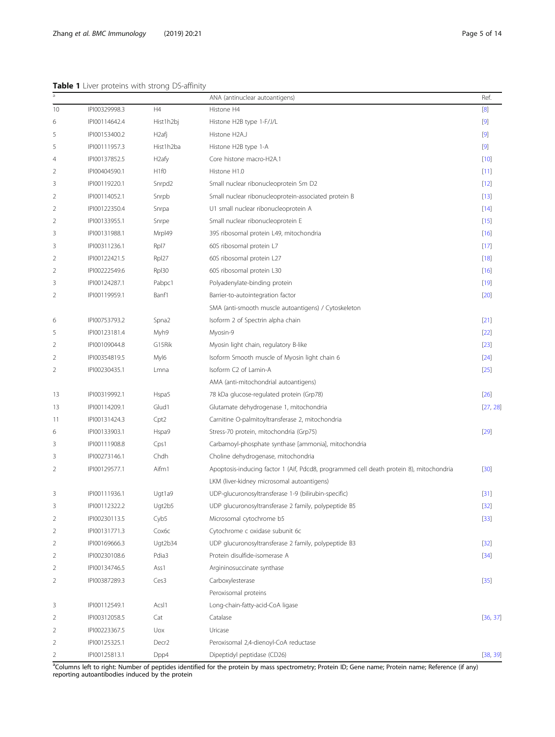**Table 1** Liver proteins with strong DS-affinity

| [a] | | | ANA (antinuclear autoantigens) | Ref. |
|---|---|---|---|---|
| 10 | IPI00329998.3 | H4 | Histone H4 | [8] |
| 6 | IPI00114642.4 | Hist1h2bj | Histone H2B type 1-F/J/L | [9] |
| 5 | IPI00153400.2 | H2afj | Histone H2A.J | [9] |
| 5 | IPI00111957.3 | Hist1h2ba | Histone H2B type 1-A | [9] |
| 4 | IPI00137852.5 | H2afy | Core histone macro-H2A.1 | [10] |
| 2 | IPI00404590.1 | H1f0 | Histone H1.0 | [11] |
| 3 | IPI00119220.1 | Snrpd2 | Small nuclear ribonucleoprotein Sm D2 | [12] |
| 2 | IPI00114052.1 | Snrpb | Small nuclear ribonucleoprotein-associated protein B | [13] |
| 2 | IPI00122350.4 | Snrpa | U1 small nuclear ribonucleoprotein A | [14] |
| 2 | IPI00133955.1 | Snrpe | Small nuclear ribonucleoprotein E | [15] |
| 3 | IPI00131988.1 | Mrpl49 | 39S ribosomal protein L49, mitochondria | [16] |
| 3 | IPI00311236.1 | Rpl7 | 60S ribosomal protein L7 | [17] |
| 2 | IPI00122421.5 | Rpl27 | 60S ribosomal protein L27 | [18] |
| 2 | IPI00222549.6 | Rpl30 | 60S ribosomal protein L30 | [16] |
| 3 | IPI00124287.1 | Pabpc1 | Polyadenylate-binding protein | [19] |
| 2 | IPI00119959.1 | Banf1 | Barrier-to-autointegration factor | [20] |
| | | | SMA (anti-smooth muscle autoantigens) / Cytoskeleton | |
| 6 | IPI00753793.2 | Spna2 | Isoform 2 of Spectrin alpha chain | [21] |
| 5 | IPI00123181.4 | Myh9 | Myosin-9 | [22] |
| 2 | IPI00109044.8 | G15Rik | Myosin light chain, regulatory B-like | [23] |
| 2 | IPI00354819.5 | Myl6 | Isoform Smooth muscle of Myosin light chain 6 | [24] |
| 2 | IPI00230435.1 | Lmna | Isoform C2 of Lamin-A | [25] |
| | | | AMA (anti-mitochondrial autoantigens) | |
| 13 | IPI00319992.1 | Hspa5 | 78 kDa glucose-regulated protein (Grp78) | [26] |
| 13 | IPI00114209.1 | Glud1 | Glutamate dehydrogenase 1, mitochondria | [27, 28] |
| 11 | IPI00131424.3 | Cpt2 | Carnitine O-palmitoyltransferase 2, mitochondria | |
| 6 | IPI00133903.1 | Hspa9 | Stress-70 protein, mitochondria (Grp75) | [29] |
| 3 | IPI00111908.8 | Cps1 | Carbamoyl-phosphate synthase [ammonia], mitochondria | |
| 3 | IPI00273146.1 | Chdh | Choline dehydrogenase, mitochondria | |
| 2 | IPI00129577.1 | Aifm1 | Apoptosis-inducing factor 1 (Aif, Pdcd8, programmed cell death protein 8), mitochondria | [30] |
| | | | LKM (liver-kidney microsomal autoantigens) | |
| 3 | IPI00111936.1 | Ugt1a9 | UDP-glucuronosyltransferase 1-9 (bilirubin-specific) | [31] |
| 3 | IPI00112322.2 | Ugt2b5 | UDP glucuronosyltransferase 2 family, polypeptide B5 | [32] |
| 2 | IPI00230113.5 | Cyb5 | Microsomal cytochrome b5 | [33] |
| 2 | IPI00131771.3 | Cox6c | Cytochrome c oxidase subunit 6c | |
| 2 | IPI00169666.3 | Ugt2b34 | UDP glucuronosyltransferase 2 family, polypeptide B3 | [32] |
| 2 | IPI00230108.6 | Pdia3 | Protein disulfide-isomerase A | [34] |
| 2 | IPI00134746.5 | Ass1 | Argininosuccinate synthase | |
| 2 | IPI00387289.3 | Ces3 | Carboxylesterase | [35] |
| | | | Peroxisomal proteins | |
| 3 | IPI00112549.1 | Acsl1 | Long-chain-fatty-acid-CoA ligase | |
| 2 | IPI00312058.5 | Cat | Catalase | [36, 37] |
| 2 | IPI00223367.5 | Uox | Uricase | |
| 2 | IPI00125325.1 | Decr2 | Peroxisomal 2,4-dienoyl-CoA reductase | |
| 2 | IPI00125813.1 | Dpp4 | Dipeptidyl peptidase (CD26) | [38, 39] |

[a]Columns left to right: Number of peptides identified for the protein by mass spectrometry; Protein ID; Gene name; Protein name; Reference (if any) reporting autoantibodies induced by the protein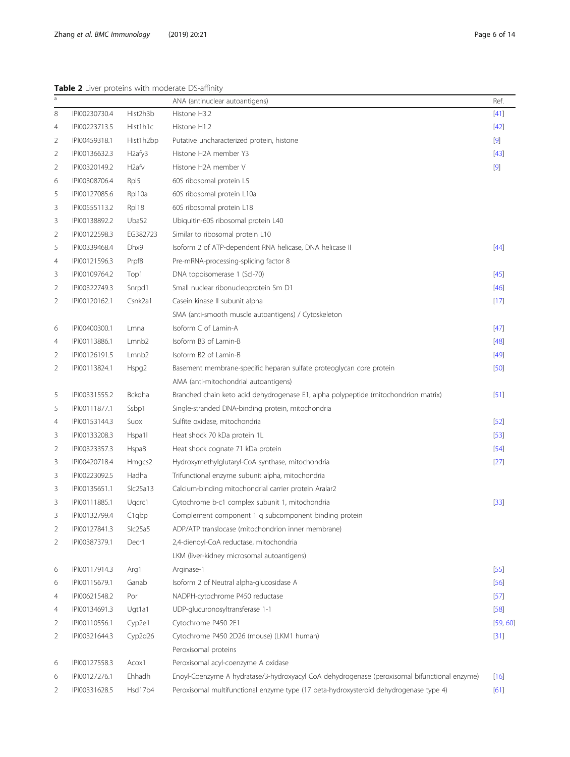**Table 2** Liver proteins with moderate DS-affinity

| a | | | ANA (antinuclear autoantigens) | Ref. |
|---|---|---|---|---|
| 8 | IPI00230730.4 | Hist2h3b | Histone H3.2 | [41] |
| 4 | IPI00223713.5 | Hist1h1c | Histone H1.2 | [42] |
| 2 | IPI00459318.1 | Hist1h2bp | Putative uncharacterized protein, histone | [9] |
| 2 | IPI00136632.3 | H2afy3 | Histone H2A member Y3 | [43] |
| 2 | IPI00320149.2 | H2afv | Histone H2A member V | [9] |
| 6 | IPI00308706.4 | Rpl5 | 60S ribosomal protein L5 | |
| 5 | IPI00127085.6 | Rpl10a | 60S ribosomal protein L10a | |
| 3 | IPI00555113.2 | Rpl18 | 60S ribosomal protein L18 | |
| 3 | IPI00138892.2 | Uba52 | Ubiquitin-60S ribosomal protein L40 | |
| 2 | IPI00122598.3 | EG382723 | Similar to ribosomal protein L10 | |
| 5 | IPI00339468.4 | Dhx9 | Isoform 2 of ATP-dependent RNA helicase, DNA helicase II | [44] |
| 4 | IPI00121596.3 | Prpf8 | Pre-mRNA-processing-splicing factor 8 | |
| 3 | IPI00109764.2 | Top1 | DNA topoisomerase 1 (Scl-70) | [45] |
| 2 | IPI00322749.3 | Snrpd1 | Small nuclear ribonucleoprotein Sm D1 | [46] |
| 2 | IPI00120162.1 | Csnk2a1 | Casein kinase II subunit alpha | [17] |
| | | | SMA (anti-smooth muscle autoantigens) / Cytoskeleton | |
| 6 | IPI00400300.1 | Lmna | Isoform C of Lamin-A | [47] |
| 4 | IPI00113886.1 | Lmnb2 | Isoform B3 of Lamin-B | [48] |
| 2 | IPI00126191.5 | Lmnb2 | Isoform B2 of Lamin-B | [49] |
| 2 | IPI00113824.1 | Hspg2 | Basement membrane-specific heparan sulfate proteoglycan core protein | [50] |
| | | | AMA (anti-mitochondrial autoantigens) | |
| 5 | IPI00331555.2 | Bckdha | Branched chain keto acid dehydrogenase E1, alpha polypeptide (mitochondrion matrix) | [51] |
| 5 | IPI00111877.1 | Ssbp1 | Single-stranded DNA-binding protein, mitochondria | |
| 4 | IPI00153144.3 | Suox | Sulfite oxidase, mitochondria | [52] |
| 3 | IPI00133208.3 | Hspa1l | Heat shock 70 kDa protein 1L | [53] |
| 2 | IPI00323357.3 | Hspa8 | Heat shock cognate 71 kDa protein | [54] |
| 3 | IPI00420718.4 | Hmgcs2 | Hydroxymethylglutaryl-CoA synthase, mitochondria | [27] |
| 3 | IPI00223092.5 | Hadha | Trifunctional enzyme subunit alpha, mitochondria | |
| 3 | IPI00135651.1 | Slc25a13 | Calcium-binding mitochondrial carrier protein Aralar2 | |
| 3 | IPI00111885.1 | Uqcrc1 | Cytochrome b-c1 complex subunit 1, mitochondria | [33] |
| 3 | IPI00132799.4 | C1qbp | Complement component 1 q subcomponent binding protein | |
| 2 | IPI00127841.3 | Slc25a5 | ADP/ATP translocase (mitochondrion inner membrane) | |
| 2 | IPI00387379.1 | Decr1 | 2,4-dienoyl-CoA reductase, mitochondria | |
| | | | LKM (liver-kidney microsomal autoantigens) | |
| 6 | IPI00117914.3 | Arg1 | Arginase-1 | [55] |
| 6 | IPI00115679.1 | Ganab | Isoform 2 of Neutral alpha-glucosidase A | [56] |
| 4 | IPI00621548.2 | Por | NADPH-cytochrome P450 reductase | [57] |
| 4 | IPI00134691.3 | Ugt1a1 | UDP-glucuronosyltransferase 1-1 | [58] |
| 2 | IPI00110556.1 | Cyp2e1 | Cytochrome P450 2E1 | [59, 60] |
| 2 | IPI00321644.3 | Cyp2d26 | Cytochrome P450 2D26 (mouse) (LKM1 human) | [31] |
| | | | Peroxisomal proteins | |
| 6 | IPI00127558.3 | Acox1 | Peroxisomal acyl-coenzyme A oxidase | |
| 6 | IPI00127276.1 | Ehhadh | Enoyl-Coenzyme A hydratase/3-hydroxyacyl CoA dehydrogenase (peroxisomal bifunctional enzyme) | [16] |
| 2 | IPI00331628.5 | Hsd17b4 | Peroxisomal multifunctional enzyme type (17 beta-hydroxysteroid dehydrogenase type 4) | [61] |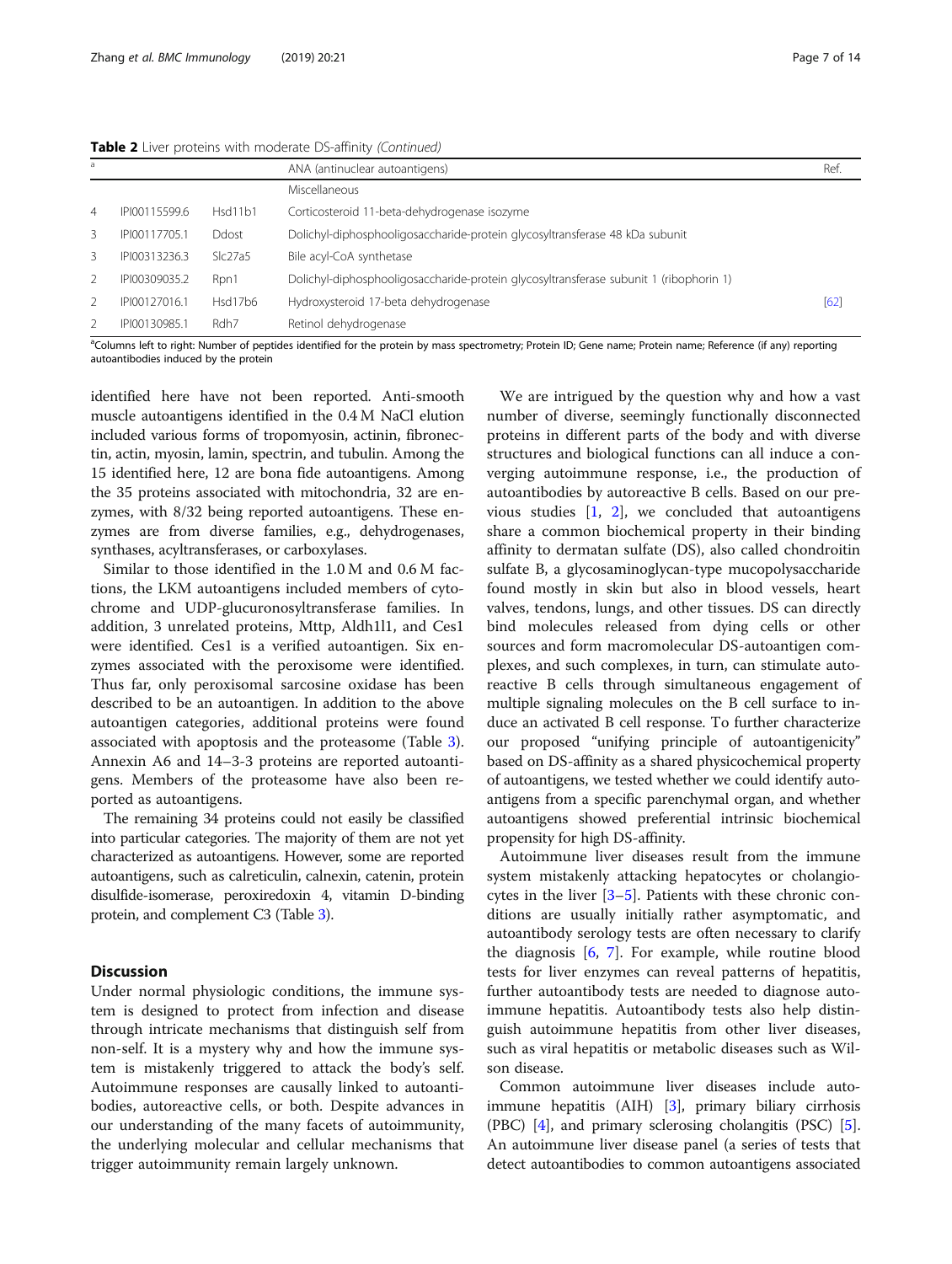**Table 2** Liver proteins with moderate DS-affinity *(Continued)*

| [a] | | | ANA (antinuclear autoantigens) | Ref. |
|---|---|---|---|---|
| | | | Miscellaneous | |
| 4 | IPI00115599.6 | Hsd11b1 | Corticosteroid 11-beta-dehydrogenase isozyme | |
| 3 | IPI00117705.1 | Ddost | Dolichyl-diphosphooligosaccharide-protein glycosyltransferase 48 kDa subunit | |
| 3 | IPI00313236.3 | Slc27a5 | Bile acyl-CoA synthetase | |
| 2 | IPI00309035.2 | Rpn1 | Dolichyl-diphosphooligosaccharide-protein glycosyltransferase subunit 1 (ribophorin 1) | |
| 2 | IPI00127016.1 | Hsd17b6 | Hydroxysteroid 17-beta dehydrogenase | [62] |
| 2 | IPI00130985.1 | Rdh7 | Retinol dehydrogenase | |

[a]Columns left to right: Number of peptides identified for the protein by mass spectrometry; Protein ID; Gene name; Protein name; Reference (if any) reporting autoantibodies induced by the protein

identified here have not been reported. Anti-smooth muscle autoantigens identified in the 0.4 M NaCl elution included various forms of tropomyosin, actinin, fibronectin, actin, myosin, lamin, spectrin, and tubulin. Among the 15 identified here, 12 are bona fide autoantigens. Among the 35 proteins associated with mitochondria, 32 are enzymes, with 8/32 being reported autoantigens. These enzymes are from diverse families, e.g., dehydrogenases, synthases, acyltransferases, or carboxylases.

Similar to those identified in the 1.0 M and 0.6 M fractions, the LKM autoantigens included members of cytochrome and UDP-glucuronosyltransferase families. In addition, 3 unrelated proteins, Mttp, Aldh1l1, and Ces1 were identified. Ces1 is a verified autoantigen. Six enzymes associated with the peroxisome were identified. Thus far, only peroxisomal sarcosine oxidase has been described to be an autoantigen. In addition to the above autoantigen categories, additional proteins were found associated with apoptosis and the proteasome (Table 3). Annexin A6 and 14–3-3 proteins are reported autoantigens. Members of the proteasome have also been reported as autoantigens.

The remaining 34 proteins could not easily be classified into particular categories. The majority of them are not yet characterized as autoantigens. However, some are reported autoantigens, such as calreticulin, calnexin, catenin, protein disulfide-isomerase, peroxiredoxin 4, vitamin D-binding protein, and complement C3 (Table 3).

## Discussion

Under normal physiologic conditions, the immune system is designed to protect from infection and disease through intricate mechanisms that distinguish self from non-self. It is a mystery why and how the immune system is mistakenly triggered to attack the body's self. Autoimmune responses are causally linked to autoantibodies, autoreactive cells, or both. Despite advances in our understanding of the many facets of autoimmunity, the underlying molecular and cellular mechanisms that trigger autoimmunity remain largely unknown.

We are intrigued by the question why and how a vast number of diverse, seemingly functionally disconnected proteins in different parts of the body and with diverse structures and biological functions can all induce a converging autoimmune response, i.e., the production of autoantibodies by autoreactive B cells. Based on our previous studies [1, 2], we concluded that autoantigens share a common biochemical property in their binding affinity to dermatan sulfate (DS), also called chondroitin sulfate B, a glycosaminoglycan-type mucopolysaccharide found mostly in skin but also in blood vessels, heart valves, tendons, lungs, and other tissues. DS can directly bind molecules released from dying cells or other sources and form macromolecular DS-autoantigen complexes, and such complexes, in turn, can stimulate autoreactive B cells through simultaneous engagement of multiple signaling molecules on the B cell surface to induce an activated B cell response. To further characterize our proposed "unifying principle of autoantigenicity" based on DS-affinity as a shared physicochemical property of autoantigens, we tested whether we could identify autoantigens from a specific parenchymal organ, and whether autoantigens showed preferential intrinsic biochemical propensity for high DS-affinity.

Autoimmune liver diseases result from the immune system mistakenly attacking hepatocytes or cholangiocytes in the liver [3–5]. Patients with these chronic conditions are usually initially rather asymptomatic, and autoantibody serology tests are often necessary to clarify the diagnosis [6, 7]. For example, while routine blood tests for liver enzymes can reveal patterns of hepatitis, further autoantibody tests are needed to diagnose autoimmune hepatitis. Autoantibody tests also help distinguish autoimmune hepatitis from other liver diseases, such as viral hepatitis or metabolic diseases such as Wilson disease.

Common autoimmune liver diseases include autoimmune hepatitis (AIH) [3], primary biliary cirrhosis (PBC) [4], and primary sclerosing cholangitis (PSC) [5]. An autoimmune liver disease panel (a series of tests that detect autoantibodies to common autoantigens associated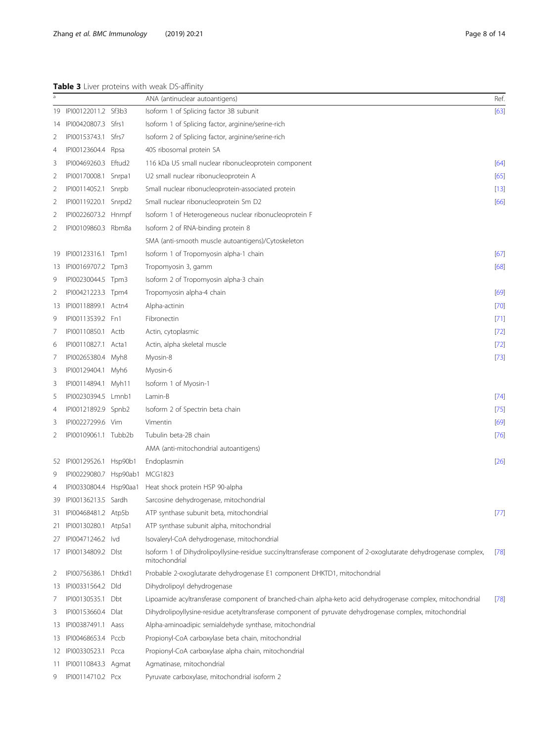**Table 3** Liver proteins with weak DS-affinity

| [a] | | | | Ref. |
|---|---|---|---|---|
| | | | ANA (antinuclear autoantigens) | |
| 19 | IPI00122011.2 | Sf3b3 | Isoform 1 of Splicing factor 3B subunit | [63] |
| 14 | IPI00420807.3 | Sfrs1 | Isoform 1 of Splicing factor, arginine/serine-rich | |
| 2 | IPI00153743.1 | Sfrs7 | Isoform 2 of Splicing factor, arginine/serine-rich | |
| 4 | IPI00123604.4 | Rpsa | 40S ribosomal protein SA | |
| 3 | IPI00469260.3 | Eftud2 | 116 kDa U5 small nuclear ribonucleoprotein component | [64] |
| 2 | IPI00170008.1 | Snrpa1 | U2 small nuclear ribonucleoprotein A | [65] |
| 2 | IPI00114052.1 | Snrpb | Small nuclear ribonucleoprotein-associated protein | [13] |
| 2 | IPI00119220.1 | Snrpd2 | Small nuclear ribonucleoprotein Sm D2 | [66] |
| 2 | IPI00226073.2 | Hnrnpf | Isoform 1 of Heterogeneous nuclear ribonucleoprotein F | |
| 2 | IPI00109860.3 | Rbm8a | Isoform 2 of RNA-binding protein 8 | |
| | | | SMA (anti-smooth muscle autoantigens)/Cytoskeleton | |
| 19 | IPI00123316.1 | Tpm1 | Isoform 1 of Tropomyosin alpha-1 chain | [67] |
| 13 | IPI00169707.2 | Tpm3 | Tropomyosin 3, gamm | [68] |
| 9 | IPI00230044.5 | Tpm3 | Isoform 2 of Tropomyosin alpha-3 chain | |
| 2 | IPI00421223.3 | Tpm4 | Tropomyosin alpha-4 chain | [69] |
| 13 | IPI00118899.1 | Actn4 | Alpha-actinin | [70] |
| 9 | IPI00113539.2 | Fn1 | Fibronectin | [71] |
| 7 | IPI00110850.1 | Actb | Actin, cytoplasmic | [72] |
| 6 | IPI00110827.1 | Acta1 | Actin, alpha skeletal muscle | [72] |
| 7 | IPI00265380.4 | Myh8 | Myosin-8 | [73] |
| 3 | IPI00129404.1 | Myh6 | Myosin-6 | |
| 3 | IPI00114894.1 | Myh11 | Isoform 1 of Myosin-1 | |
| 5 | IPI00230394.5 | Lmnb1 | Lamin-B | [74] |
| 4 | IPI00121892.9 | Spnb2 | Isoform 2 of Spectrin beta chain | [75] |
| 3 | IPI00227299.6 | Vim | Vimentin | [69] |
| 2 | IPI00109061.1 | Tubb2b | Tubulin beta-2B chain | [76] |
| | | | AMA (anti-mitochondrial autoantigens) | |
| 52 | IPI00129526.1 | Hsp90b1 | Endoplasmin | [26] |
| 9 | IPI00229080.7 | Hsp90ab1 | MCG1823 | |
| 4 | IPI00330804.4 | Hsp90aa1 | Heat shock protein HSP 90-alpha | |
| 39 | IPI00136213.5 | Sardh | Sarcosine dehydrogenase, mitochondrial | |
| 31 | IPI00468481.2 | Atp5b | ATP synthase subunit beta, mitochondrial | [77] |
| 21 | IPI00130280.1 | Atp5a1 | ATP synthase subunit alpha, mitochondrial | |
| 27 | IPI00471246.2 | Ivd | Isovaleryl-CoA dehydrogenase, mitochondrial | |
| 17 | IPI00134809.2 | Dlst | Isoform 1 of Dihydrolipoyllysine-residue succinyltransferase component of 2-oxoglutarate dehydrogenase complex, mitochondrial | [78] |
| 2 | IPI00756386.1 | Dhtkd1 | Probable 2-oxoglutarate dehydrogenase E1 component DHKTD1, mitochondrial | |
| 13 | IPI00331564.2 | Dld | Dihydrolipoyl dehydrogenase | |
| 7 | IPI00130535.1 | Dbt | Lipoamide acyltransferase component of branched-chain alpha-keto acid dehydrogenase complex, mitochondrial | [78] |
| 3 | IPI00153660.4 | Dlat | Dihydrolipoyllysine-residue acetyltransferase component of pyruvate dehydrogenase complex, mitochondrial | |
| 13 | IPI00387491.1 | Aass | Alpha-aminoadipic semialdehyde synthase, mitochondrial | |
| 13 | IPI00468653.4 | Pccb | Propionyl-CoA carboxylase beta chain, mitochondrial | |
| 12 | IPI00330523.1 | Pcca | Propionyl-CoA carboxylase alpha chain, mitochondrial | |
| 11 | IPI00110843.3 | Agmat | Agmatinase, mitochondrial | |
| 9 | IPI00114710.2 | Pcx | Pyruvate carboxylase, mitochondrial isoform 2 | |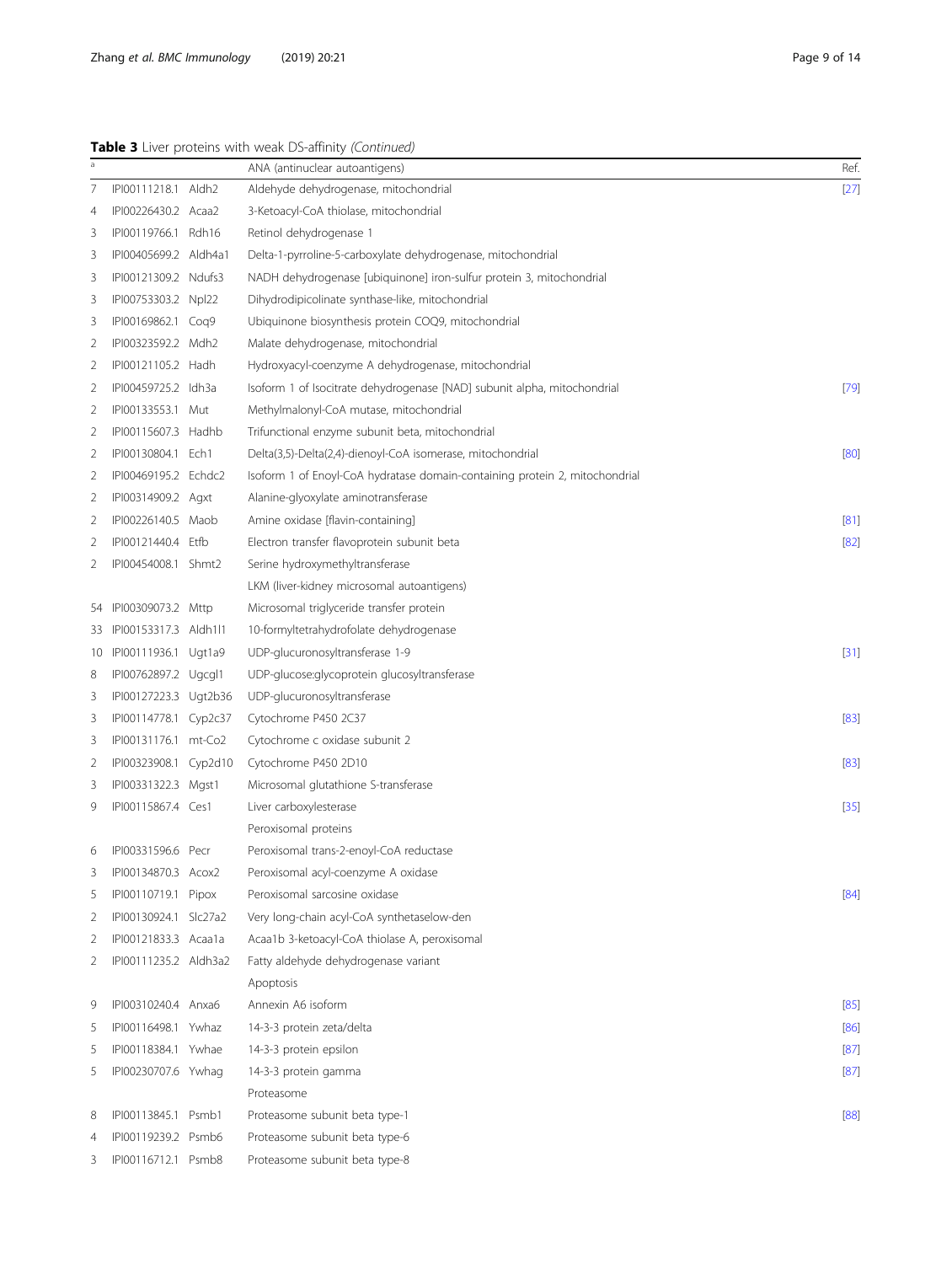**Table 3** Liver proteins with weak DS-affinity *(Continued)*

| a | | | ANA (antinuclear autoantigens) | Ref. |
|---|---|---|---|---|
| 7 | IPI00111218.1 | Aldh2 | Aldehyde dehydrogenase, mitochondrial | [27] |
| 4 | IPI00226430.2 | Acaa2 | 3-Ketoacyl-CoA thiolase, mitochondrial | |
| 3 | IPI00119766.1 | Rdh16 | Retinol dehydrogenase 1 | |
| 3 | IPI00405699.2 | Aldh4a1 | Delta-1-pyrroline-5-carboxylate dehydrogenase, mitochondrial | |
| 3 | IPI00121309.2 | Ndufs3 | NADH dehydrogenase [ubiquinone] iron-sulfur protein 3, mitochondrial | |
| 3 | IPI00753303.2 | Npl22 | Dihydrodipicolinate synthase-like, mitochondrial | |
| 3 | IPI00169862.1 | Coq9 | Ubiquinone biosynthesis protein COQ9, mitochondrial | |
| 2 | IPI00323592.2 | Mdh2 | Malate dehydrogenase, mitochondrial | |
| 2 | IPI00121105.2 | Hadh | Hydroxyacyl-coenzyme A dehydrogenase, mitochondrial | |
| 2 | IPI00459725.2 | Idh3a | Isoform 1 of Isocitrate dehydrogenase [NAD] subunit alpha, mitochondrial | [79] |
| 2 | IPI00133553.1 | Mut | Methylmalonyl-CoA mutase, mitochondrial | |
| 2 | IPI00115607.3 | Hadhb | Trifunctional enzyme subunit beta, mitochondrial | |
| 2 | IPI00130804.1 | Ech1 | Delta(3,5)-Delta(2,4)-dienoyl-CoA isomerase, mitochondrial | [80] |
| 2 | IPI00469195.2 | Echdc2 | Isoform 1 of Enoyl-CoA hydratase domain-containing protein 2, mitochondrial | |
| 2 | IPI00314909.2 | Agxt | Alanine-glyoxylate aminotransferase | |
| 2 | IPI00226140.5 | Maob | Amine oxidase [flavin-containing] | [81] |
| 2 | IPI00121440.4 | Etfb | Electron transfer flavoprotein subunit beta | [82] |
| 2 | IPI00454008.1 | Shmt2 | Serine hydroxymethyltransferase | |
| | | | LKM (liver-kidney microsomal autoantigens) | |
| 54 | IPI00309073.2 | Mttp | Microsomal triglyceride transfer protein | |
| 33 | IPI00153317.3 | Aldh1l1 | 10-formyltetrahydrofolate dehydrogenase | |
| 10 | IPI00111936.1 | Ugt1a9 | UDP-glucuronosyltransferase 1-9 | [31] |
| 8 | IPI00762897.2 | Ugcgl1 | UDP-glucose:glycoprotein glucosyltransferase | |
| 3 | IPI00127223.3 | Ugt2b36 | UDP-glucuronosyltransferase | |
| 3 | IPI00114778.1 | Cyp2c37 | Cytochrome P450 2C37 | [83] |
| 3 | IPI00131176.1 | mt-Co2 | Cytochrome c oxidase subunit 2 | |
| 2 | IPI00323908.1 | Cyp2d10 | Cytochrome P450 2D10 | [83] |
| 3 | IPI00331322.3 | Mgst1 | Microsomal glutathione S-transferase | |
| 9 | IPI00115867.4 | Ces1 | Liver carboxylesterase | [35] |
| | | | Peroxisomal proteins | |
| 6 | IPI00331596.6 | Pecr | Peroxisomal trans-2-enoyl-CoA reductase | |
| 3 | IPI00134870.3 | Acox2 | Peroxisomal acyl-coenzyme A oxidase | |
| 5 | IPI00110719.1 | Pipox | Peroxisomal sarcosine oxidase | [84] |
| 2 | IPI00130924.1 | Slc27a2 | Very long-chain acyl-CoA synthetaselow-den | |
| 2 | IPI00121833.3 | Acaa1a | Acaa1b 3-ketoacyl-CoA thiolase A, peroxisomal | |
| 2 | IPI00111235.2 | Aldh3a2 | Fatty aldehyde dehydrogenase variant | |
| | | | Apoptosis | |
| 9 | IPI00310240.4 | Anxa6 | Annexin A6 isoform | [85] |
| 5 | IPI00116498.1 | Ywhaz | 14-3-3 protein zeta/delta | [86] |
| 5 | IPI00118384.1 | Ywhae | 14-3-3 protein epsilon | [87] |
| 5 | IPI00230707.6 | Ywhag | 14-3-3 protein gamma | [87] |
| | | | Proteasome | |
| 8 | IPI00113845.1 | Psmb1 | Proteasome subunit beta type-1 | [88] |
| 4 | IPI00119239.2 | Psmb6 | Proteasome subunit beta type-6 | |
| 3 | IPI00116712.1 | Psmb8 | Proteasome subunit beta type-8 | |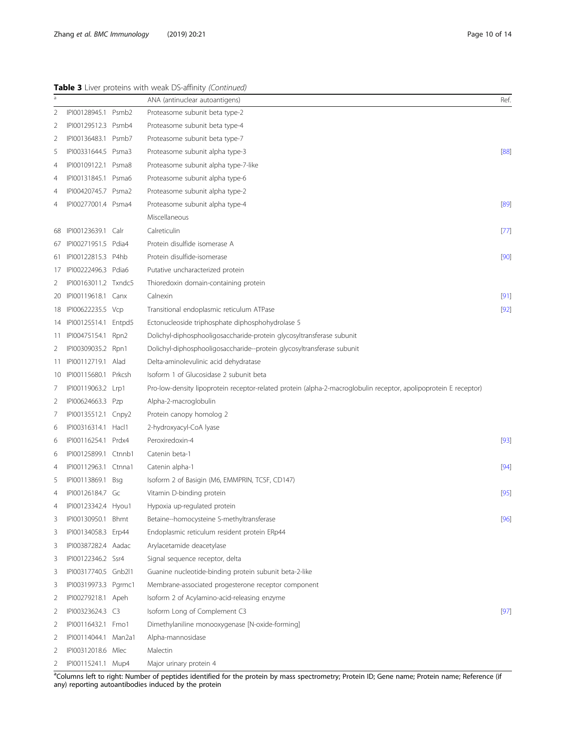**Table 3** Liver proteins with weak DS-affinity *(Continued)*

| [a] | | | ANA (antinuclear autoantigens) | Ref. |
|---|---|---|---|---|
| 2 | IPI00128945.1 | Psmb2 | Proteasome subunit beta type-2 | |
| 2 | IPI00129512.3 | Psmb4 | Proteasome subunit beta type-4 | |
| 2 | IPI00136483.1 | Psmb7 | Proteasome subunit beta type-7 | |
| 5 | IPI00331644.5 | Psma3 | Proteasome subunit alpha type-3 | [88] |
| 4 | IPI00109122.1 | Psma8 | Proteasome subunit alpha type-7-like | |
| 4 | IPI00131845.1 | Psma6 | Proteasome subunit alpha type-6 | |
| 4 | IPI00420745.7 | Psma2 | Proteasome subunit alpha type-2 | |
| 4 | IPI00277001.4 | Psma4 | Proteasome subunit alpha type-4 | [89] |
| | | | Miscellaneous | |
| 68 | IPI00123639.1 | Calr | Calreticulin | [77] |
| 67 | IPI00271951.5 | Pdia4 | Protein disulfide isomerase A | |
| 61 | IPI00122815.3 | P4hb | Protein disulfide-isomerase | [90] |
| 17 | IPI00222496.3 | Pdia6 | Putative uncharacterized protein | |
| 2 | IPI00163011.2 | Txndc5 | Thioredoxin domain-containing protein | |
| 20 | IPI00119618.1 | Canx | Calnexin | [91] |
| 18 | IPI00622235.5 | Vcp | Transitional endoplasmic reticulum ATPase | [92] |
| 14 | IPI00125514.1 | Entpd5 | Ectonucleoside triphosphate diphosphohydrolase 5 | |
| 11 | IPI00475154.1 | Rpn2 | Dolichyl-diphosphooligosaccharide-protein glycosyltransferase subunit | |
| 2 | IPI00309035.2 | Rpn1 | Dolichyl-diphosphooligosaccharide--protein glycosyltransferase subunit | |
| 11 | IPI00112719.1 | Alad | Delta-aminolevulinic acid dehydratase | |
| 10 | IPI00115680.1 | Prkcsh | Isoform 1 of Glucosidase 2 subunit beta | |
| 7 | IPI00119063.2 | Lrp1 | Pro-low-density lipoprotein receptor-related protein (alpha-2-macroglobulin receptor, apolipoprotein E receptor) | |
| 2 | IPI00624663.3 | Pzp | Alpha-2-macroglobulin | |
| 7 | IPI00135512.1 | Cnpy2 | Protein canopy homolog 2 | |
| 6 | IPI00316314.1 | Hacl1 | 2-hydroxyacyl-CoA lyase | |
| 6 | IPI00116254.1 | Prdx4 | Peroxiredoxin-4 | [93] |
| 6 | IPI00125899.1 | Ctnnb1 | Catenin beta-1 | |
| 4 | IPI00112963.1 | Ctnna1 | Catenin alpha-1 | [94] |
| 5 | IPI00113869.1 | Bsg | Isoform 2 of Basigin (M6, EMMPRIN, TCSF, CD147) | |
| 4 | IPI00126184.7 | Gc | Vitamin D-binding protein | [95] |
| 4 | IPI00123342.4 | Hyou1 | Hypoxia up-regulated protein | |
| 3 | IPI00130950.1 | Bhmt | Betaine--homocysteine S-methyltransferase | [96] |
| 3 | IPI00134058.3 | Erp44 | Endoplasmic reticulum resident protein ERp44 | |
| 3 | IPI00387282.4 | Aadac | Arylacetamide deacetylase | |
| 3 | IPI00122346.2 | Ssr4 | Signal sequence receptor, delta | |
| 3 | IPI00317740.5 | Gnb2l1 | Guanine nucleotide-binding protein subunit beta-2-like | |
| 3 | IPI00319973.3 | Pgrmc1 | Membrane-associated progesterone receptor component | |
| 2 | IPI00279218.1 | Apeh | Isoform 2 of Acylamino-acid-releasing enzyme | |
| 2 | IPI00323624.3 | C3 | Isoform Long of Complement C3 | [97] |
| 2 | IPI00116432.1 | Fmo1 | Dimethylaniline monooxygenase [N-oxide-forming] | |
| 2 | IPI00114044.1 | Man2a1 | Alpha-mannosidase | |
| 2 | IPI00312018.6 | Mlec | Malectin | |
| 2 | IPI00115241.1 | Mup4 | Major urinary protein 4 | |

[a]Columns left to right: Number of peptides identified for the protein by mass spectrometry; Protein ID; Gene name; Protein name; Reference (if any) reporting autoantibodies induced by the protein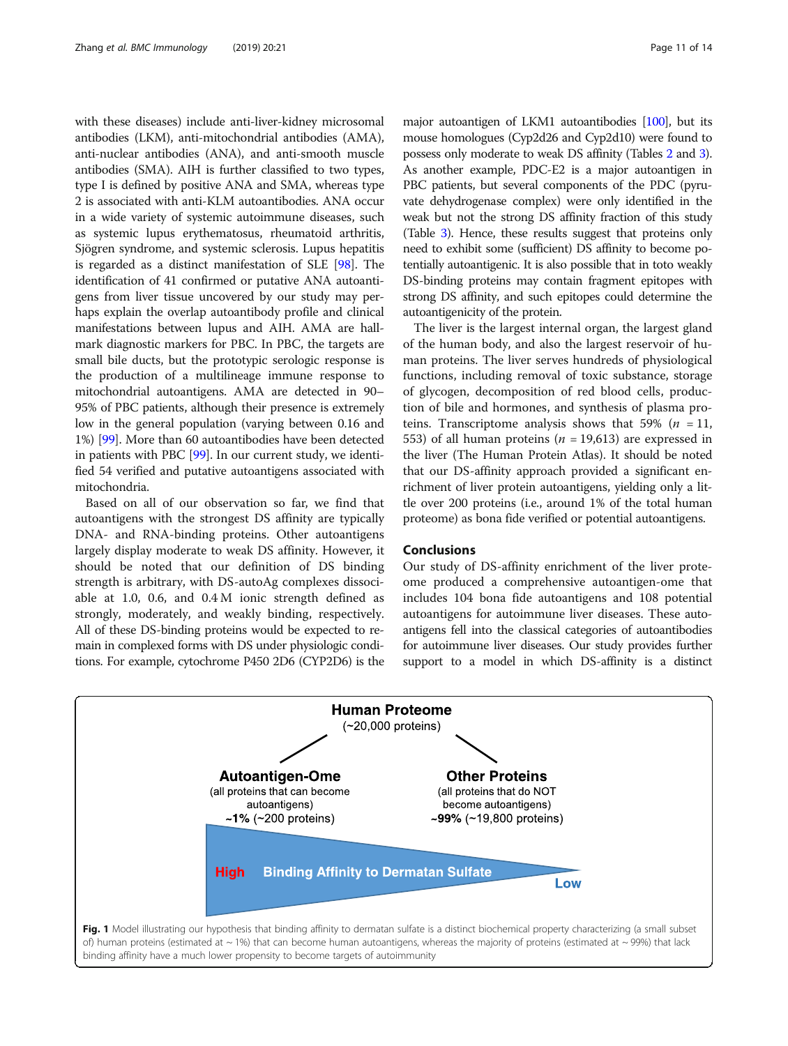with these diseases) include anti-liver-kidney microsomal antibodies (LKM), anti-mitochondrial antibodies (AMA), anti-nuclear antibodies (ANA), and anti-smooth muscle antibodies (SMA). AIH is further classified to two types, type I is defined by positive ANA and SMA, whereas type 2 is associated with anti-KLM autoantibodies. ANA occur in a wide variety of systemic autoimmune diseases, such as systemic lupus erythematosus, rheumatoid arthritis, Sjögren syndrome, and systemic sclerosis. Lupus hepatitis is regarded as a distinct manifestation of SLE [98]. The identification of 41 confirmed or putative ANA autoantigens from liver tissue uncovered by our study may perhaps explain the overlap autoantibody profile and clinical manifestations between lupus and AIH. AMA are hallmark diagnostic markers for PBC. In PBC, the targets are small bile ducts, but the prototypic serologic response is the production of a multilineage immune response to mitochondrial autoantigens. AMA are detected in 90–95% of PBC patients, although their presence is extremely low in the general population (varying between 0.16 and 1%) [99]. More than 60 autoantibodies have been detected in patients with PBC [99]. In our current study, we identified 54 verified and putative autoantigens associated with mitochondria.

Based on all of our observation so far, we find that autoantigens with the strongest DS affinity are typically DNA- and RNA-binding proteins. Other autoantigens largely display moderate to weak DS affinity. However, it should be noted that our definition of DS binding strength is arbitrary, with DS-autoAg complexes dissociable at 1.0, 0.6, and 0.4 M ionic strength defined as strongly, moderately, and weakly binding, respectively. All of these DS-binding proteins would be expected to remain in complexed forms with DS under physiologic conditions. For example, cytochrome P450 2D6 (CYP2D6) is the major autoantigen of LKM1 autoantibodies [100], but its mouse homologues (Cyp2d26 and Cyp2d10) were found to possess only moderate to weak DS affinity (Tables 2 and 3). As another example, PDC-E2 is a major autoantigen in PBC patients, but several components of the PDC (pyruvate dehydrogenase complex) were only identified in the weak but not the strong DS affinity fraction of this study (Table 3). Hence, these results suggest that proteins only need to exhibit some (sufficient) DS affinity to become potentially autoantigenic. It is also possible that in toto weakly DS-binding proteins may contain fragment epitopes with strong DS affinity, and such epitopes could determine the autoantigenicity of the protein.

The liver is the largest internal organ, the largest gland of the human body, and also the largest reservoir of human proteins. The liver serves hundreds of physiological functions, including removal of toxic substance, storage of glycogen, decomposition of red blood cells, production of bile and hormones, and synthesis of plasma proteins. Transcriptome analysis shows that 59% ($n$ = 11, 553) of all human proteins ($n$ = 19,613) are expressed in the liver (The Human Protein Atlas). It should be noted that our DS-affinity approach provided a significant enrichment of liver protein autoantigens, yielding only a little over 200 proteins (i.e., around 1% of the total human proteome) as bona fide verified or potential autoantigens.

## Conclusions

Our study of DS-affinity enrichment of the liver proteome produced a comprehensive autoantigen-ome that includes 104 bona fide autoantigens and 108 potential autoantigens for autoimmune liver diseases. These autoantigens fell into the classical categories of autoantibodies for autoimmune liver diseases. Our study provides further support to a model in which DS-affinity is a distinct

**Fig. 1** Model illustrating our hypothesis that binding affinity to dermatan sulfate is a distinct biochemical property characterizing (a small subset of) human proteins (estimated at ~ 1%) that can become human autoantigens, whereas the majority of proteins (estimated at ~ 99%) that lack binding affinity have a much lower propensity to become targets of autoimmunity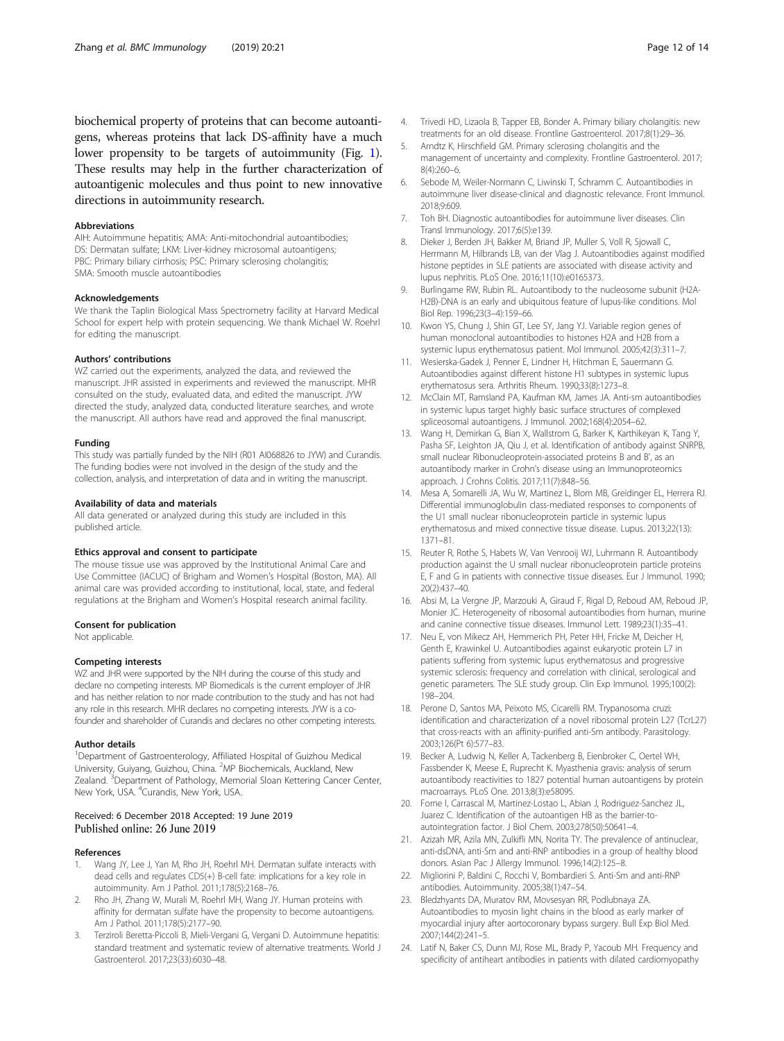biochemical property of proteins that can become autoantigens, whereas proteins that lack DS-affinity have a much lower propensity to be targets of autoimmunity (Fig. 1). These results may help in the further characterization of autoantigenic molecules and thus point to new innovative directions in autoimmunity research.

#### Abbreviations

AIH: Autoimmune hepatitis; AMA: Anti-mitochondrial autoantibodies; DS: Dermatan sulfate; LKM: Liver-kidney microsomal autoantigens; PBC: Primary biliary cirrhosis; PSC: Primary sclerosing cholangitis; SMA: Smooth muscle autoantibodies

#### Acknowledgements

We thank the Taplin Biological Mass Spectrometry facility at Harvard Medical School for expert help with protein sequencing. We thank Michael W. Roehrl for editing the manuscript.

#### Authors' contributions

WZ carried out the experiments, analyzed the data, and reviewed the manuscript. JHR assisted in experiments and reviewed the manuscript. MHR consulted on the study, evaluated data, and edited the manuscript. JYW directed the study, analyzed data, conducted literature searches, and wrote the manuscript. All authors have read and approved the final manuscript.

#### Funding

This study was partially funded by the NIH (R01 AI068826 to JYW) and Curandis. The funding bodies were not involved in the design of the study and the collection, analysis, and interpretation of data and in writing the manuscript.

#### Availability of data and materials

All data generated or analyzed during this study are included in this published article.

#### Ethics approval and consent to participate

The mouse tissue use was approved by the Institutional Animal Care and Use Committee (IACUC) of Brigham and Women's Hospital (Boston, MA). All animal care was provided according to institutional, local, state, and federal regulations at the Brigham and Women's Hospital research animal facility.

#### Consent for publication

Not applicable.

#### Competing interests

WZ and JHR were supported by the NIH during the course of this study and declare no competing interests. MP Biomedicals is the current employer of JHR and has neither relation to nor made contribution to the study and has not had any role in this research. MHR declares no competing interests. JYW is a co-founder and shareholder of Curandis and declares no other competing interests.

#### Author details

[1]Department of Gastroenterology, Affiliated Hospital of Guizhou Medical University, Guiyang, Guizhou, China. [2]MP Biochemicals, Auckland, New Zealand. [3]Department of Pathology, Memorial Sloan Kettering Cancer Center, New York, USA. [4]Curandis, New York, USA.

Received: 6 December 2018 Accepted: 19 June 2019
Published online: 26 June 2019

#### References

1. Wang JY, Lee J, Yan M, Rho JH, Roehrl MH. Dermatan sulfate interacts with dead cells and regulates CD5(+) B-cell fate: implications for a key role in autoimmunity. Am J Pathol. 2011;178(5):2168–76.
2. Rho JH, Zhang W, Murali M, Roehrl MH, Wang JY. Human proteins with affinity for dermatan sulfate have the propensity to become autoantigens. Am J Pathol. 2011;178(5):2177–90.
3. Terziroli Beretta-Piccoli B, Mieli-Vergani G, Vergani D. Autoimmune hepatitis: standard treatment and systematic review of alternative treatments. World J Gastroenterol. 2017;23(33):6030–48.
4. Trivedi HD, Lizaola B, Tapper EB, Bonder A. Primary biliary cholangitis: new treatments for an old disease. Frontline Gastroenterol. 2017;8(1):29–36.
5. Arndtz K, Hirschfield GM. Primary sclerosing cholangitis and the management of uncertainty and complexity. Frontline Gastroenterol. 2017; 8(4):260–6.
6. Sebode M, Weiler-Normann C, Liwinski T, Schramm C. Autoantibodies in autoimmune liver disease-clinical and diagnostic relevance. Front Immunol. 2018;9:609.
7. Toh BH. Diagnostic autoantibodies for autoimmune liver diseases. Clin Transl Immunology. 2017;6(5):e139.
8. Dieker J, Berden JH, Bakker M, Briand JP, Muller S, Voll R, Sjowall C, Herrmann M, Hilbrands LB, van der Vlag J. Autoantibodies against modified histone peptides in SLE patients are associated with disease activity and lupus nephritis. PLoS One. 2016;11(10):e0165373.
9. Burlingame RW, Rubin RL. Autoantibody to the nucleosome subunit (H2A-H2B)-DNA is an early and ubiquitous feature of lupus-like conditions. Mol Biol Rep. 1996;23(3–4):159–66.
10. Kwon YS, Chung J, Shin GT, Lee SY, Jang YJ. Variable region genes of human monoclonal autoantibodies to histones H2A and H2B from a systemic lupus erythematosus patient. Mol Immunol. 2005;42(3):311–7.
11. Wesierska-Gadek J, Penner E, Lindner H, Hitchman E, Sauermann G. Autoantibodies against different histone H1 subtypes in systemic lupus erythematosus sera. Arthritis Rheum. 1990;33(8):1273–8.
12. McClain MT, Ramsland PA, Kaufman KM, James JA. Anti-sm autoantibodies in systemic lupus target highly basic surface structures of complexed spliceosomal autoantigens. J Immunol. 2002;168(4):2054–62.
13. Wang H, Demirkan G, Bian X, Wallstrom G, Barker K, Karthikeyan K, Tang Y, Pasha SF, Leighton JA, Qiu J, et al. Identification of antibody against SNRPB, small nuclear Ribonucleoprotein-associated proteins B and B', as an autoantibody marker in Crohn's disease using an Immunoproteomics approach. J Crohns Colitis. 2017;11(7):848–56.
14. Mesa A, Somarelli JA, Wu W, Martinez L, Blom MB, Greidinger EL, Herrera RJ. Differential immunoglobulin class-mediated responses to components of the U1 small nuclear ribonucleoprotein particle in systemic lupus erythematosus and mixed connective tissue disease. Lupus. 2013;22(13): 1371–81.
15. Reuter R, Rothe S, Habets W, Van Venrooij WJ, Luhrmann R. Autoantibody production against the U small nuclear ribonucleoprotein particle proteins E, F and G in patients with connective tissue diseases. Eur J Immunol. 1990; 20(2):437–40.
16. Absi M, La Vergne JP, Marzouki A, Giraud F, Rigal D, Reboud AM, Reboud JP, Monier JC. Heterogeneity of ribosomal autoantibodies from human, murine and canine connective tissue diseases. Immunol Lett. 1989;23(1):35–41.
17. Neu E, von Mikecz AH, Hemmerich PH, Peter HH, Fricke M, Deicher H, Genth E, Krawinkel U. Autoantibodies against eukaryotic protein L7 in patients suffering from systemic lupus erythematosus and progressive systemic sclerosis: frequency and correlation with clinical, serological and genetic parameters. The SLE study group. Clin Exp Immunol. 1995;100(2): 198–204.
18. Perone D, Santos MA, Peixoto MS, Cicarelli RM. Trypanosoma cruzi: identification and characterization of a novel ribosomal protein L27 (TcrL27) that cross-reacts with an affinity-purified anti-Sm antibody. Parasitology. 2003;126(Pt 6):577–83.
19. Becker A, Ludwig N, Keller A, Tackenberg B, Eienbroker C, Oertel WH, Fassbender K, Meese E, Ruprecht K. Myasthenia gravis: analysis of serum autoantibody reactivities to 1827 potential human autoantigens by protein macroarrays. PLoS One. 2013;8(3):e58095.
20. Forne I, Carrascal M, Martinez-Lostao L, Abian J, Rodriguez-Sanchez JL, Juarez C. Identification of the autoantigen HB as the barrier-to-autointegration factor. J Biol Chem. 2003;278(50):50641–4.
21. Azizah MR, Azila MN, Zulkifli MN, Norita TY. The prevalence of antinuclear, anti-dsDNA, anti-Sm and anti-RNP antibodies in a group of healthy blood donors. Asian Pac J Allergy Immunol. 1996;14(2):125–8.
22. Migliorini P, Baldini C, Rocchi V, Bombardieri S. Anti-Sm and anti-RNP antibodies. Autoimmunity. 2005;38(1):47–54.
23. Bledzhyants DA, Muratov RM, Movsesyan RR, Podlubnaya ZA. Autoantibodies to myosin light chains in the blood as early marker of myocardial injury after aortocoronary bypass surgery. Bull Exp Biol Med. 2007;144(2):241–5.
24. Latif N, Baker CS, Dunn MJ, Rose ML, Brady P, Yacoub MH. Frequency and specificity of antiheart antibodies in patients with dilated cardiomyopathy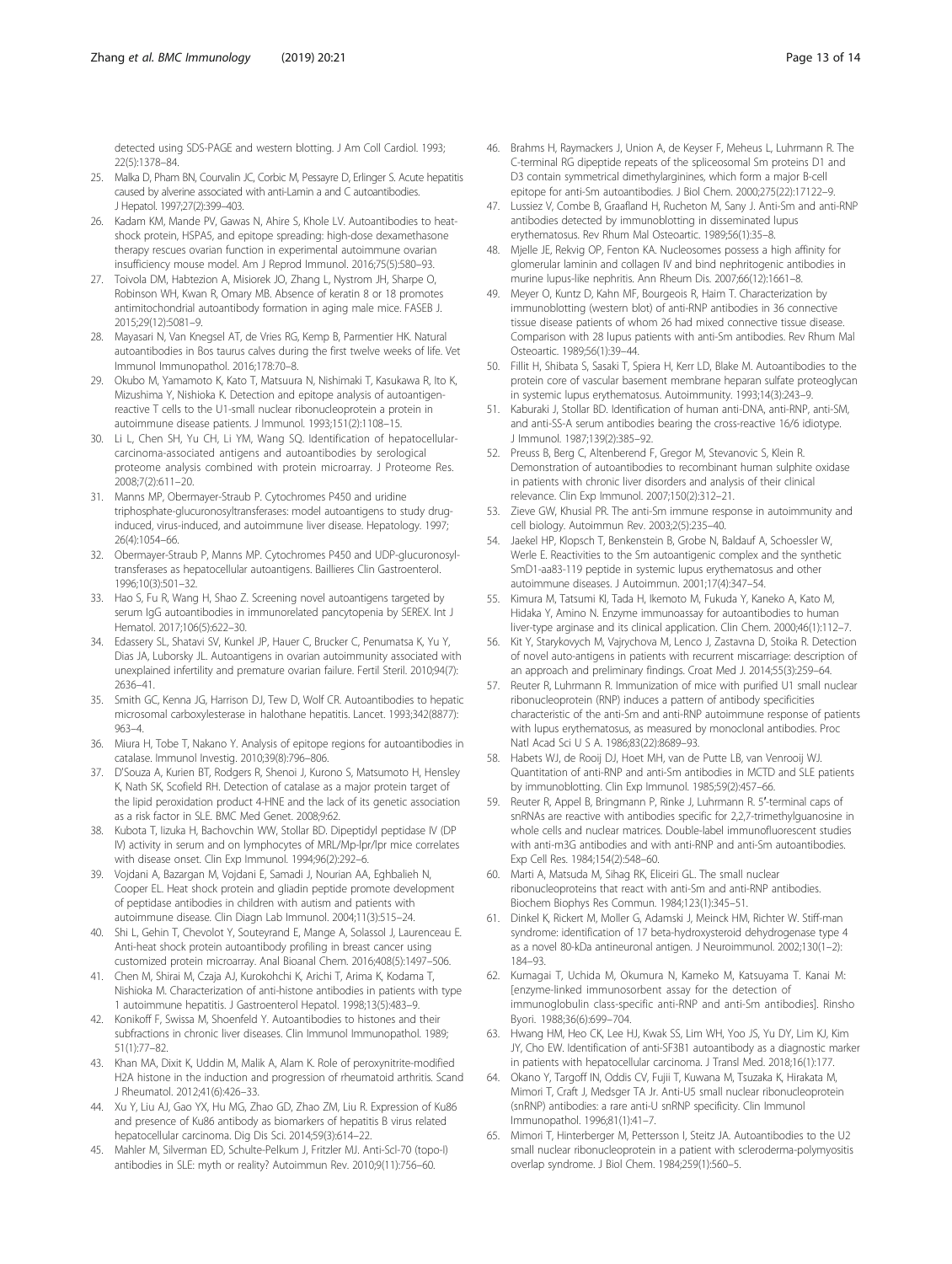detected using SDS-PAGE and western blotting. J Am Coll Cardiol. 1993; 22(5):1378–84.

25. Malka D, Pham BN, Courvalin JC, Corbic M, Pessayre D, Erlinger S. Acute hepatitis caused by alverine associated with anti-Lamin a and C autoantibodies. J Hepatol. 1997;27(2):399–403.
26. Kadam KM, Mande PV, Gawas N, Ahire S, Khole LV. Autoantibodies to heat-shock protein, HSPA5, and epitope spreading: high-dose dexamethasone therapy rescues ovarian function in experimental autoimmune ovarian insufficiency mouse model. Am J Reprod Immunol. 2016;75(5):580–93.
27. Toivola DM, Habtezion A, Misiorek JO, Zhang L, Nystrom JH, Sharpe O, Robinson WH, Kwan R, Omary MB. Absence of keratin 8 or 18 promotes antimitochondrial autoantibody formation in aging male mice. FASEB J. 2015;29(12):5081–9.
28. Mayasari N, Van Knegsel AT, de Vries RG, Kemp B, Parmentier HK. Natural autoantibodies in Bos taurus calves during the first twelve weeks of life. Vet Immunol Immunopathol. 2016;178:70–8.
29. Okubo M, Yamamoto K, Kato T, Matsuura N, Nishimaki T, Kasukawa R, Ito K, Mizushima Y, Nishioka K. Detection and epitope analysis of autoantigen-reactive T cells to the U1-small nuclear ribonucleoprotein a protein in autoimmune disease patients. J Immunol. 1993;151(2):1108–15.
30. Li L, Chen SH, Yu CH, Li YM, Wang SQ. Identification of hepatocellular-carcinoma-associated antigens and autoantibodies by serological proteome analysis combined with protein microarray. J Proteome Res. 2008;7(2):611–20.
31. Manns MP, Obermayer-Straub P. Cytochromes P450 and uridine triphosphate-glucuronosyltransferases: model autoantigens to study drug-induced, virus-induced, and autoimmune liver disease. Hepatology. 1997; 26(4):1054–66.
32. Obermayer-Straub P, Manns MP. Cytochromes P450 and UDP-glucuronosyl-transferases as hepatocellular autoantigens. Baillieres Clin Gastroenterol. 1996;10(3):501–32.
33. Hao S, Fu R, Wang H, Shao Z. Screening novel autoantigens targeted by serum IgG autoantibodies in immunorelated pancytopenia by SEREX. Int J Hematol. 2017;106(5):622–30.
34. Edassery SL, Shatavi SV, Kunkel JP, Hauer C, Brucker C, Penumatsa K, Yu Y, Dias JA, Luborsky JL. Autoantigens in ovarian autoimmunity associated with unexplained infertility and premature ovarian failure. Fertil Steril. 2010;94(7): 2636–41.
35. Smith GC, Kenna JG, Harrison DJ, Tew D, Wolf CR. Autoantibodies to hepatic microsomal carboxylesterase in halothane hepatitis. Lancet. 1993;342(8877): 963–4.
36. Miura H, Tobe T, Nakano Y. Analysis of epitope regions for autoantibodies in catalase. Immunol Investig. 2010;39(8):796–806.
37. D'Souza A, Kurien BT, Rodgers R, Shenoi J, Kurono S, Matsumoto H, Hensley K, Nath SK, Scofield RH. Detection of catalase as a major protein target of the lipid peroxidation product 4-HNE and the lack of its genetic association as a risk factor in SLE. BMC Med Genet. 2008;9:62.
38. Kubota T, Iizuka H, Bachovchin WW, Stollar BD. Dipeptidyl peptidase IV (DP IV) activity in serum and on lymphocytes of MRL/Mp-lpr/lpr mice correlates with disease onset. Clin Exp Immunol. 1994;96(2):292–6.
39. Vojdani A, Bazargan M, Vojdani E, Samadi J, Nourian AA, Eghbalieh N, Cooper EL. Heat shock protein and gliadin peptide promote development of peptidase antibodies in children with autism and patients with autoimmune disease. Clin Diagn Lab Immunol. 2004;11(3):515–24.
40. Shi L, Gehin T, Chevolot Y, Souteyrand E, Mange A, Solassol J, Laurenceau E. Anti-heat shock protein autoantibody profiling in breast cancer using customized protein microarray. Anal Bioanal Chem. 2016;408(5):1497–506.
41. Chen M, Shirai M, Czaja AJ, Kurokohchi K, Arichi T, Arima K, Kodama T, Nishioka M. Characterization of anti-histone antibodies in patients with type 1 autoimmune hepatitis. J Gastroenterol Hepatol. 1998;13(5):483–9.
42. Konikoff F, Swissa M, Shoenfeld Y. Autoantibodies to histones and their subfractions in chronic liver diseases. Clin Immunol Immunopathol. 1989; 51(1):77–82.
43. Khan MA, Dixit K, Uddin M, Malik A, Alam K. Role of peroxynitrite-modified H2A histone in the induction and progression of rheumatoid arthritis. Scand J Rheumatol. 2012;41(6):426–33.
44. Xu Y, Liu AJ, Gao YX, Hu MG, Zhao GD, Zhao ZM, Liu R. Expression of Ku86 and presence of Ku86 antibody as biomarkers of hepatitis B virus related hepatocellular carcinoma. Dig Dis Sci. 2014;59(3):614–22.
45. Mahler M, Silverman ED, Schulte-Pelkum J, Fritzler MJ. Anti-Scl-70 (topo-I) antibodies in SLE: myth or reality? Autoimmun Rev. 2010;9(11):756–60.
46. Brahms H, Raymackers J, Union A, de Keyser F, Meheus L, Luhrmann R. The C-terminal RG dipeptide repeats of the spliceosomal Sm proteins D1 and D3 contain symmetrical dimethylarginines, which form a major B-cell epitope for anti-Sm autoantibodies. J Biol Chem. 2000;275(22):17122–9.
47. Lussiez V, Combe B, Graafland H, Rucheton M, Sany J. Anti-Sm and anti-RNP antibodies detected by immunoblotting in disseminated lupus erythematosus. Rev Rhum Mal Osteoartic. 1989;56(1):35–8.
48. Mjelle JE, Rekvig OP, Fenton KA. Nucleosomes possess a high affinity for glomerular laminin and collagen IV and bind nephritogenic antibodies in murine lupus-like nephritis. Ann Rheum Dis. 2007;66(12):1661–8.
49. Meyer O, Kuntz D, Kahn MF, Bourgeois R, Haim T. Characterization by immunoblotting (western blot) of anti-RNP antibodies in 36 connective tissue disease patients of whom 26 had mixed connective tissue disease. Comparison with 28 lupus patients with anti-Sm antibodies. Rev Rhum Mal Osteoartic. 1989;56(1):39–44.
50. Fillit H, Shibata S, Sasaki T, Spiera H, Kerr LD, Blake M. Autoantibodies to the protein core of vascular basement membrane heparan sulfate proteoglycan in systemic lupus erythematosus. Autoimmunity. 1993;14(3):243–9.
51. Kaburaki J, Stollar BD. Identification of human anti-DNA, anti-RNP, anti-SM, and anti-SS-A serum antibodies bearing the cross-reactive 16/6 idiotype. J Immunol. 1987;139(2):385–92.
52. Preuss B, Berg C, Altenberend F, Gregor M, Stevanovic S, Klein R. Demonstration of autoantibodies to recombinant human sulphite oxidase in patients with chronic liver disorders and analysis of their clinical relevance. Clin Exp Immunol. 2007;150(2):312–21.
53. Zieve GW, Khusial PR. The anti-Sm immune response in autoimmunity and cell biology. Autoimmun Rev. 2003;2(5):235–40.
54. Jaekel HP, Klopsch T, Benkenstein B, Grobe N, Baldauf A, Schoessler W, Werle E. Reactivities to the Sm autoantigenic complex and the synthetic SmD1-aa83-119 peptide in systemic lupus erythematosus and other autoimmune diseases. J Autoimmun. 2001;17(4):347–54.
55. Kimura M, Tatsumi KI, Tada H, Ikemoto M, Fukuda Y, Kaneko A, Kato M, Hidaka Y, Amino N. Enzyme immunoassay for autoantibodies to human liver-type arginase and its clinical application. Clin Chem. 2000;46(1):112–7.
56. Kit Y, Starykovych M, Vajrychova M, Lenco J, Zastavna D, Stoika R. Detection of novel auto-antigens in patients with recurrent miscarriage: description of an approach and preliminary findings. Croat Med J. 2014;55(3):259–64.
57. Reuter R, Luhrmann R. Immunization of mice with purified U1 small nuclear ribonucleoprotein (RNP) induces a pattern of antibody specificities characteristic of the anti-Sm and anti-RNP autoimmune response of patients with lupus erythematosus, as measured by monoclonal antibodies. Proc Natl Acad Sci U S A. 1986;83(22):8689–93.
58. Habets WJ, de Rooij DJ, Hoet MH, van de Putte LB, van Venrooij WJ. Quantitation of anti-RNP and anti-Sm antibodies in MCTD and SLE patients by immunoblotting. Clin Exp Immunol. 1985;59(2):457–66.
59. Reuter R, Appel B, Bringmann P, Rinke J, Luhrmann R. 5′-terminal caps of snRNAs are reactive with antibodies specific for 2,2,7-trimethylguanosine in whole cells and nuclear matrices. Double-label immunofluorescent studies with anti-m3G antibodies and with anti-RNP and anti-Sm autoantibodies. Exp Cell Res. 1984;154(2):548–60.
60. Marti A, Matsuda M, Sihag RK, Eliceiri GL. The small nuclear ribonucleoproteins that react with anti-Sm and anti-RNP antibodies. Biochem Biophys Res Commun. 1984;123(1):345–51.
61. Dinkel K, Rickert M, Moller G, Adamski J, Meinck HM, Richter W. Stiff-man syndrome: identification of 17 beta-hydroxysteroid dehydrogenase type 4 as a novel 80-kDa antineuronal antigen. J Neuroimmunol. 2002;130(1–2): 184–93.
62. Kumagai T, Uchida M, Okumura N, Kameko M, Katsuyama T. Kanai M: [enzyme-linked immunosorbent assay for the detection of immunoglobulin class-specific anti-RNP and anti-Sm antibodies]. Rinsho Byori. 1988;36(6):699–704.
63. Hwang HM, Heo CK, Lee HJ, Kwak SS, Lim WH, Yoo JS, Yu DY, Lim KJ, Kim JY, Cho EW. Identification of anti-SF3B1 autoantibody as a diagnostic marker in patients with hepatocellular carcinoma. J Transl Med. 2018;16(1):177.
64. Okano Y, Targoff IN, Oddis CV, Fujii T, Kuwana M, Tsuzaka K, Hirakata M, Mimori T, Craft J, Medsger TA Jr. Anti-U5 small nuclear ribonucleoprotein (snRNP) antibodies: a rare anti-U snRNP specificity. Clin Immunol Immunopathol. 1996;81(1):41–7.
65. Mimori T, Hinterberger M, Pettersson I, Steitz JA. Autoantibodies to the U2 small nuclear ribonucleoprotein in a patient with scleroderma-polymyositis overlap syndrome. J Biol Chem. 1984;259(1):560–5.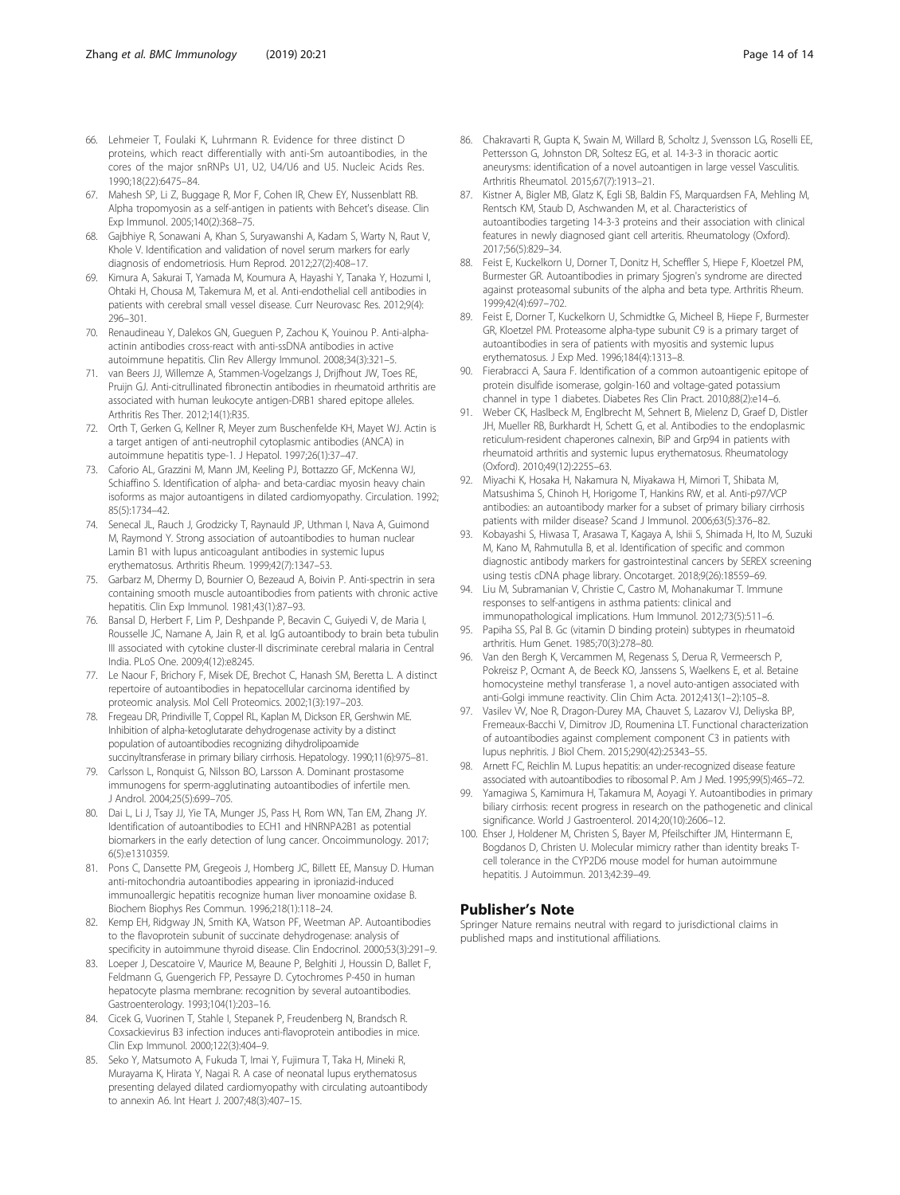66. Lehmeier T, Foulaki K, Luhrmann R. Evidence for three distinct D proteins, which react differentially with anti-Sm autoantibodies, in the cores of the major snRNPs U1, U2, U4/U6 and U5. Nucleic Acids Res. 1990;18(22):6475–84.
67. Mahesh SP, Li Z, Buggage R, Mor F, Cohen IR, Chew EY, Nussenblatt RB. Alpha tropomyosin as a self-antigen in patients with Behcet's disease. Clin Exp Immunol. 2005;140(2):368–75.
68. Gajbhiye R, Sonawani A, Khan S, Suryawanshi A, Kadam S, Warty N, Raut V, Khole V. Identification and validation of novel serum markers for early diagnosis of endometriosis. Hum Reprod. 2012;27(2):408–17.
69. Kimura A, Sakurai T, Yamada M, Koumura A, Hayashi Y, Tanaka Y, Hozumi I, Ohtaki H, Chousa M, Takemura M, et al. Anti-endothelial cell antibodies in patients with cerebral small vessel disease. Curr Neurovasc Res. 2012;9(4): 296–301.
70. Renaudineau Y, Dalekos GN, Gueguen P, Zachou K, Youinou P. Anti-alpha-actinin antibodies cross-react with anti-ssDNA antibodies in active autoimmune hepatitis. Clin Rev Allergy Immunol. 2008;34(3):321–5.
71. van Beers JJ, Willemze A, Stammen-Vogelzangs J, Drijfhout JW, Toes RE, Pruijn GJ. Anti-citrullinated fibronectin antibodies in rheumatoid arthritis are associated with human leukocyte antigen-DRB1 shared epitope alleles. Arthritis Res Ther. 2012;14(1):R35.
72. Orth T, Gerken G, Kellner R, Meyer zum Buschenfelde KH, Mayet WJ. Actin is a target antigen of anti-neutrophil cytoplasmic antibodies (ANCA) in autoimmune hepatitis type-1. J Hepatol. 1997;26(1):37–47.
73. Caforio AL, Grazzini M, Mann JM, Keeling PJ, Bottazzo GF, McKenna WJ, Schiaffino S. Identification of alpha- and beta-cardiac myosin heavy chain isoforms as major autoantigens in dilated cardiomyopathy. Circulation. 1992; 85(5):1734–42.
74. Senecal JL, Rauch J, Grodzicky T, Raynauld JP, Uthman I, Nava A, Guimond M, Raymond Y. Strong association of autoantibodies to human nuclear Lamin B1 with lupus anticoagulant antibodies in systemic lupus erythematosus. Arthritis Rheum. 1999;42(7):1347–53.
75. Garbarz M, Dhermy D, Bournier O, Bezeaud A, Boivin P. Anti-spectrin in sera containing smooth muscle autoantibodies from patients with chronic active hepatitis. Clin Exp Immunol. 1981;43(1):87–93.
76. Bansal D, Herbert F, Lim P, Deshpande P, Becavin C, Guiyedi V, de Maria I, Rousselle JC, Namane A, Jain R, et al. IgG autoantibody to brain beta tubulin III associated with cytokine cluster-II discriminate cerebral malaria in Central India. PLoS One. 2009;4(12):e8245.
77. Le Naour F, Brichory F, Misek DE, Brechot C, Hanash SM, Beretta L. A distinct repertoire of autoantibodies in hepatocellular carcinoma identified by proteomic analysis. Mol Cell Proteomics. 2002;1(3):197–203.
78. Fregeau DR, Prindiville T, Coppel RL, Kaplan M, Dickson ER, Gershwin ME. Inhibition of alpha-ketoglutarate dehydrogenase activity by a distinct population of autoantibodies recognizing dihydrolipoamide succinyltransferase in primary biliary cirrhosis. Hepatology. 1990;11(6):975–81.
79. Carlsson L, Ronquist G, Nilsson BO, Larsson A. Dominant prostasome immunogens for sperm-agglutinating autoantibodies of infertile men. J Androl. 2004;25(5):699–705.
80. Dai L, Li J, Tsay JJ, Yie TA, Munger JS, Pass H, Rom WN, Tan EM, Zhang JY. Identification of autoantibodies to ECH1 and HNRNPA2B1 as potential biomarkers in the early detection of lung cancer. Oncoimmunology. 2017; 6(5):e1310359.
81. Pons C, Dansette PM, Gregeois J, Homberg JC, Billett EE, Mansuy D. Human anti-mitochondria autoantibodies appearing in iproniazid-induced immunoallergic hepatitis recognize human liver monoamine oxidase B. Biochem Biophys Res Commun. 1996;218(1):118–24.
82. Kemp EH, Ridgway JN, Smith KA, Watson PF, Weetman AP. Autoantibodies to the flavoprotein subunit of succinate dehydrogenase: analysis of specificity in autoimmune thyroid disease. Clin Endocrinol. 2000;53(3):291–9.
83. Loeper J, Descatoire V, Maurice M, Beaune P, Belghiti J, Houssin D, Ballet F, Feldmann G, Guengerich FP, Pessayre D. Cytochromes P-450 in human hepatocyte plasma membrane: recognition by several autoantibodies. Gastroenterology. 1993;104(1):203–16.
84. Cicek G, Vuorinen T, Stahle I, Stepanek P, Freudenberg N, Brandsch R. Coxsackievirus B3 infection induces anti-flavoprotein antibodies in mice. Clin Exp Immunol. 2000;122(3):404–9.
85. Seko Y, Matsumoto A, Fukuda T, Imai Y, Fujimura T, Taka H, Mineki R, Murayama K, Hirata Y, Nagai R. A case of neonatal lupus erythematosus presenting delayed dilated cardiomyopathy with circulating autoantibody to annexin A6. Int Heart J. 2007;48(3):407–15.
86. Chakravarti R, Gupta K, Swain M, Willard B, Scholtz J, Svensson LG, Roselli EE, Pettersson G, Johnston DR, Soltesz EG, et al. 14-3-3 in thoracic aortic aneurysms: identification of a novel autoantigen in large vessel Vasculitis. Arthritis Rheumatol. 2015;67(7):1913–21.
87. Kistner A, Bigler MB, Glatz K, Egli SB, Baldin FS, Marquardsen FA, Mehling M, Rentsch KM, Staub D, Aschwanden M, et al. Characteristics of autoantibodies targeting 14-3-3 proteins and their association with clinical features in newly diagnosed giant cell arteritis. Rheumatology (Oxford). 2017;56(5):829–34.
88. Feist E, Kuckelkorn U, Dorner T, Donitz H, Scheffler S, Hiepe F, Kloetzel PM, Burmester GR. Autoantibodies in primary Sjogren's syndrome are directed against proteasomal subunits of the alpha and beta type. Arthritis Rheum. 1999;42(4):697–702.
89. Feist E, Dorner T, Kuckelkorn U, Schmidtke G, Micheel B, Hiepe F, Burmester GR, Kloetzel PM. Proteasome alpha-type subunit C9 is a primary target of autoantibodies in sera of patients with myositis and systemic lupus erythematosus. J Exp Med. 1996;184(4):1313–8.
90. Fierabracci A, Saura F. Identification of a common autoantigenic epitope of protein disulfide isomerase, golgin-160 and voltage-gated potassium channel in type 1 diabetes. Diabetes Res Clin Pract. 2010;88(2):e14–6.
91. Weber CK, Haslbeck M, Englbrecht M, Sehnert B, Mielenz D, Graef D, Distler JH, Mueller RB, Burkhardt H, Schett G, et al. Antibodies to the endoplasmic reticulum-resident chaperones calnexin, BiP and Grp94 in patients with rheumatoid arthritis and systemic lupus erythematosus. Rheumatology (Oxford). 2010;49(12):2255–63.
92. Miyachi K, Hosaka H, Nakamura N, Miyakawa H, Mimori T, Shibata M, Matsushima S, Chinoh H, Horigome T, Hankins RW, et al. Anti-p97/VCP antibodies: an autoantibody marker for a subset of primary biliary cirrhosis patients with milder disease? Scand J Immunol. 2006;63(5):376–82.
93. Kobayashi S, Hiwasa T, Arasawa T, Kagaya A, Ishii S, Shimada H, Ito M, Suzuki M, Kano M, Rahmutulla B, et al. Identification of specific and common diagnostic antibody markers for gastrointestinal cancers by SEREX screening using testis cDNA phage library. Oncotarget. 2018;9(26):18559–69.
94. Liu M, Subramanian V, Christie C, Castro M, Mohanakumar T. Immune responses to self-antigens in asthma patients: clinical and immunopathological implications. Hum Immunol. 2012;73(5):511–6.
95. Papiha SS, Pal B. Gc (vitamin D binding protein) subtypes in rheumatoid arthritis. Hum Genet. 1985;70(3):278–80.
96. Van den Bergh K, Vercammen M, Regenass S, Derua R, Vermeersch P, Pokreisz P, Ocmant A, de Beeck KO, Janssens S, Waelkens E, et al. Betaine homocysteine methyl transferase 1, a novel auto-antigen associated with anti-Golgi immune reactivity. Clin Chim Acta. 2012;413(1–2):105–8.
97. Vasilev VV, Noe R, Dragon-Durey MA, Chauvet S, Lazarov VJ, Deliyska BP, Fremeaux-Bacchi V, Dimitrov JD, Roumenina LT. Functional characterization of autoantibodies against complement component C3 in patients with lupus nephritis. J Biol Chem. 2015;290(42):25343–55.
98. Arnett FC, Reichlin M. Lupus hepatitis: an under-recognized disease feature associated with autoantibodies to ribosomal P. Am J Med. 1995;99(5):465–72.
99. Yamagiwa S, Kamimura H, Takamura M, Aoyagi Y. Autoantibodies in primary biliary cirrhosis: recent progress in research on the pathogenetic and clinical significance. World J Gastroenterol. 2014;20(10):2606–12.
100. Ehser J, Holdener M, Christen S, Bayer M, Pfeilschifter JM, Hintermann E, Bogdanos D, Christen U. Molecular mimicry rather than identity breaks T-cell tolerance in the CYP2D6 mouse model for human autoimmune hepatitis. J Autoimmun. 2013;42:39–49.

## Publisher's Note

Springer Nature remains neutral with regard to jurisdictional claims in published maps and institutional affiliations.